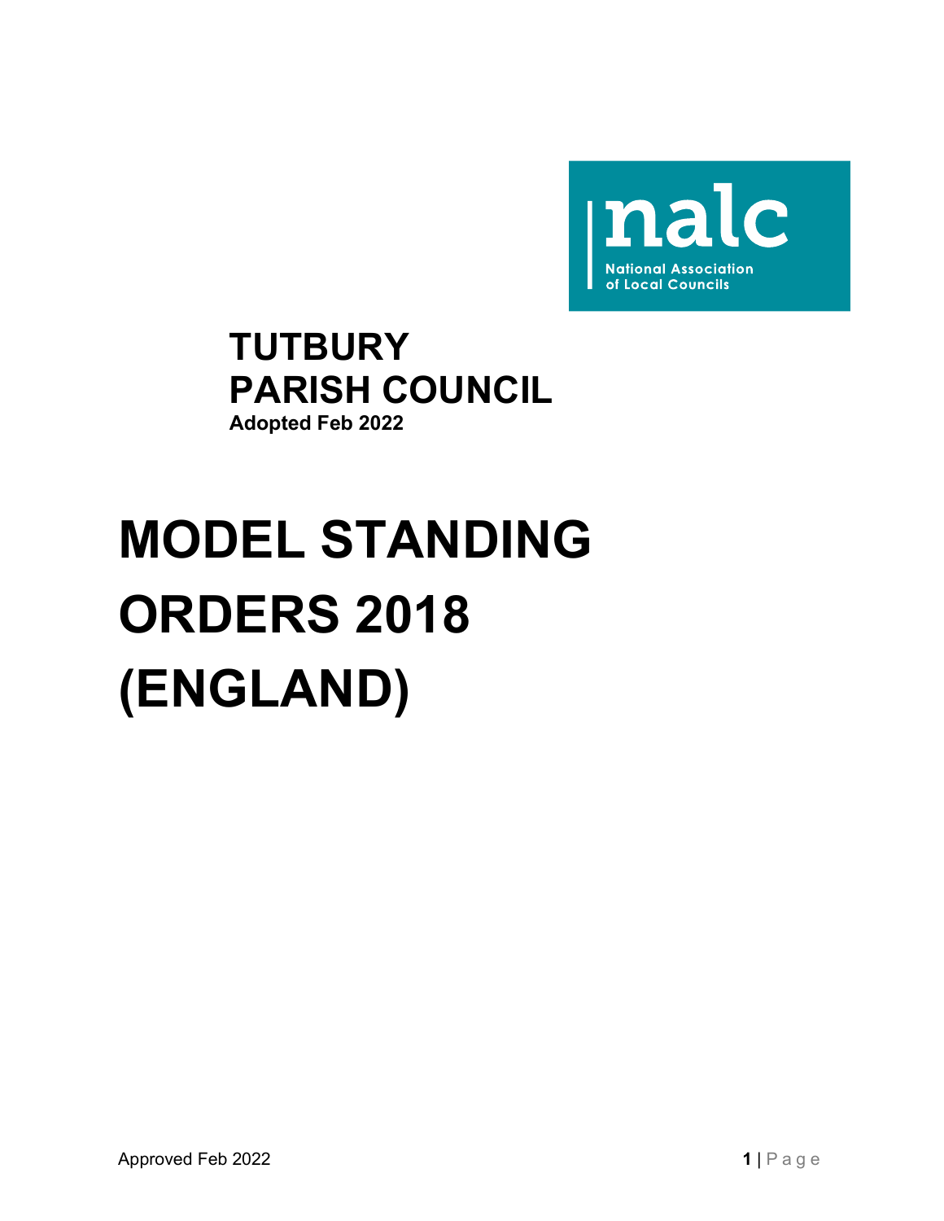nalc

National Association of Local Councils

**TUTBURY PARISH COUNCIL**

**Adopted Feb 2022**

# MODEL STANDING ORDERS 2018 (ENGLAND)

Approved Feb 2022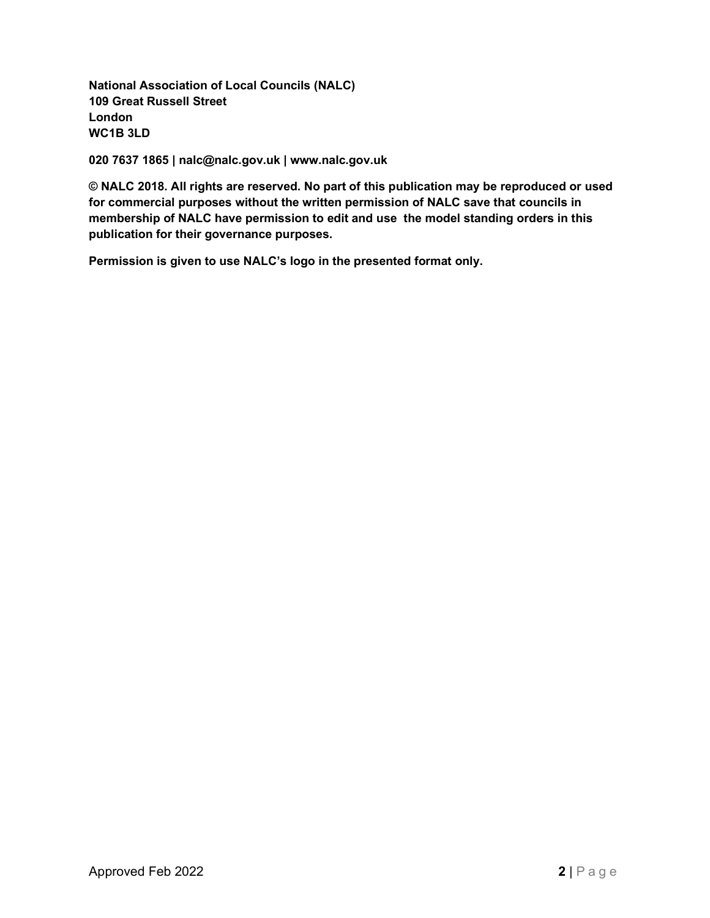**National Association of Local Councils (NALC)**
**109 Great Russell Street**
**London**
**WC1B 3LD**

**020 7637 1865 | nalc@nalc.gov.uk | www.nalc.gov.uk**

**© NALC 2018. All rights are reserved. No part of this publication may be reproduced or used for commercial purposes without the written permission of NALC save that councils in membership of NALC have permission to edit and use the model standing orders in this publication for their governance purposes.**

**Permission is given to use NALC's logo in the presented format only.**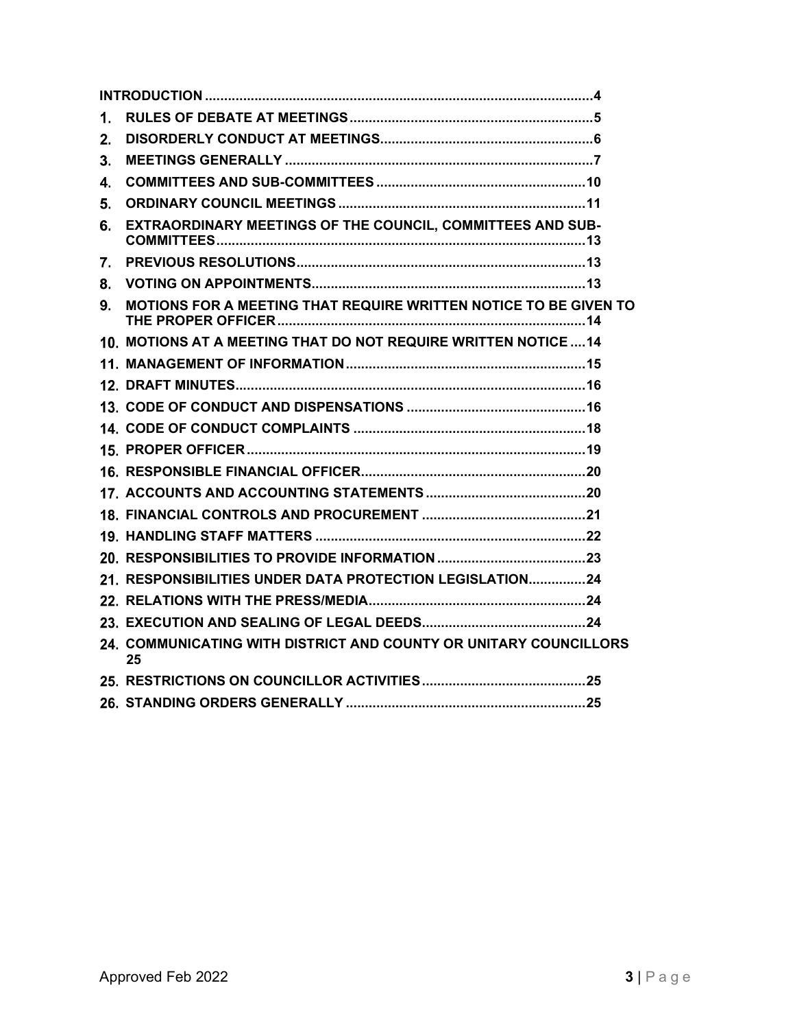**INTRODUCTION** .................................................................................................. **4**

1. **RULES OF DEBATE AT MEETINGS** ............................................................... **5**
2. **DISORDERLY CONDUCT AT MEETINGS** ....................................................... **6**
3. **MEETINGS GENERALLY** ............................................................................... **7**
4. **COMMITTEES AND SUB-COMMITTEES** ...................................................... **10**
5. **ORDINARY COUNCIL MEETINGS** ............................................................... **11**
6. **EXTRAORDINARY MEETINGS OF THE COUNCIL, COMMITTEES AND SUB-COMMITTEES** .................................................................................................. **13**
7. **PREVIOUS RESOLUTIONS** .......................................................................... **13**
8. **VOTING ON APPOINTMENTS** ...................................................................... **13**
9. **MOTIONS FOR A MEETING THAT REQUIRE WRITTEN NOTICE TO BE GIVEN TO THE PROPER OFFICER** ........................................................................................ **14**
10. **MOTIONS AT A MEETING THAT DO NOT REQUIRE WRITTEN NOTICE** .... **14**
11. **MANAGEMENT OF INFORMATION** .............................................................. **15**
12. **DRAFT MINUTES** .......................................................................................... **16**
13. **CODE OF CONDUCT AND DISPENSATIONS** ............................................... **16**
14. **CODE OF CONDUCT COMPLAINTS** ............................................................. **18**
15. **PROPER OFFICER** ........................................................................................ **19**
16. **RESPONSIBLE FINANCIAL OFFICER** .......................................................... **20**
17. **ACCOUNTS AND ACCOUNTING STATEMENTS** .......................................... **20**
18. **FINANCIAL CONTROLS AND PROCUREMENT** ........................................... **21**
19. **HANDLING STAFF MATTERS** ...................................................................... **22**
20. **RESPONSIBILITIES TO PROVIDE INFORMATION** ....................................... **23**
21. **RESPONSIBILITIES UNDER DATA PROTECTION LEGISLATION** ............... **24**
22. **RELATIONS WITH THE PRESS/MEDIA** ......................................................... **24**
23. **EXECUTION AND SEALING OF LEGAL DEEDS** ........................................... **24**
24. **COMMUNICATING WITH DISTRICT AND COUNTY OR UNITARY COUNCILLORS** **25**
25. **RESTRICTIONS ON COUNCILLOR ACTIVITIES** ........................................... **25**
26. **STANDING ORDERS GENERALLY** ............................................................... **25**

Approved Feb 2022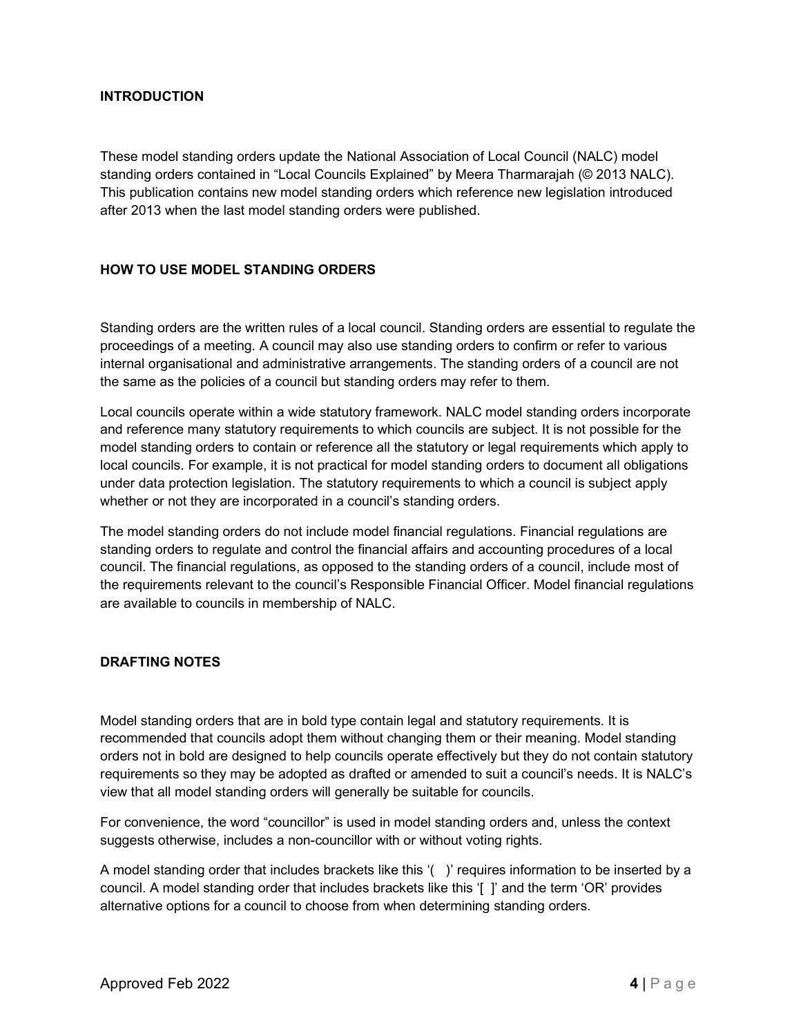## INTRODUCTION

These model standing orders update the National Association of Local Council (NALC) model standing orders contained in "Local Councils Explained" by Meera Tharmarajah (© 2013 NALC). This publication contains new model standing orders which reference new legislation introduced after 2013 when the last model standing orders were published.

## HOW TO USE MODEL STANDING ORDERS

Standing orders are the written rules of a local council. Standing orders are essential to regulate the proceedings of a meeting. A council may also use standing orders to confirm or refer to various internal organisational and administrative arrangements. The standing orders of a council are not the same as the policies of a council but standing orders may refer to them.

Local councils operate within a wide statutory framework. NALC model standing orders incorporate and reference many statutory requirements to which councils are subject. It is not possible for the model standing orders to contain or reference all the statutory or legal requirements which apply to local councils. For example, it is not practical for model standing orders to document all obligations under data protection legislation. The statutory requirements to which a council is subject apply whether or not they are incorporated in a council's standing orders.

The model standing orders do not include model financial regulations. Financial regulations are standing orders to regulate and control the financial affairs and accounting procedures of a local council. The financial regulations, as opposed to the standing orders of a council, include most of the requirements relevant to the council's Responsible Financial Officer. Model financial regulations are available to councils in membership of NALC.

## DRAFTING NOTES

Model standing orders that are in bold type contain legal and statutory requirements. It is recommended that councils adopt them without changing them or their meaning. Model standing orders not in bold are designed to help councils operate effectively but they do not contain statutory requirements so they may be adopted as drafted or amended to suit a council's needs. It is NALC's view that all model standing orders will generally be suitable for councils.

For convenience, the word "councillor" is used in model standing orders and, unless the context suggests otherwise, includes a non-councillor with or without voting rights.

A model standing order that includes brackets like this '( )' requires information to be inserted by a council. A model standing order that includes brackets like this '[ ]' and the term 'OR' provides alternative options for a council to choose from when determining standing orders.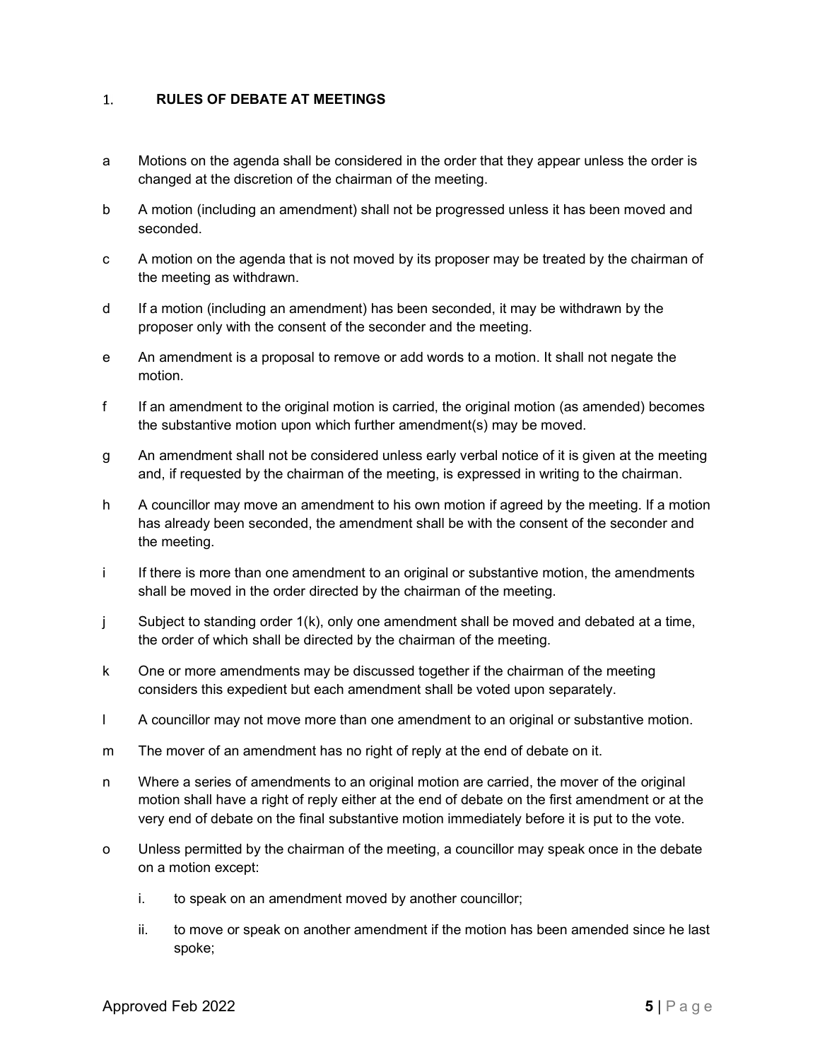## 1. RULES OF DEBATE AT MEETINGS

a Motions on the agenda shall be considered in the order that they appear unless the order is changed at the discretion of the chairman of the meeting.

b A motion (including an amendment) shall not be progressed unless it has been moved and seconded.

c A motion on the agenda that is not moved by its proposer may be treated by the chairman of the meeting as withdrawn.

d If a motion (including an amendment) has been seconded, it may be withdrawn by the proposer only with the consent of the seconder and the meeting.

e An amendment is a proposal to remove or add words to a motion. It shall not negate the motion.

f If an amendment to the original motion is carried, the original motion (as amended) becomes the substantive motion upon which further amendment(s) may be moved.

g An amendment shall not be considered unless early verbal notice of it is given at the meeting and, if requested by the chairman of the meeting, is expressed in writing to the chairman.

h A councillor may move an amendment to his own motion if agreed by the meeting. If a motion has already been seconded, the amendment shall be with the consent of the seconder and the meeting.

i If there is more than one amendment to an original or substantive motion, the amendments shall be moved in the order directed by the chairman of the meeting.

j Subject to standing order 1(k), only one amendment shall be moved and debated at a time, the order of which shall be directed by the chairman of the meeting.

k One or more amendments may be discussed together if the chairman of the meeting considers this expedient but each amendment shall be voted upon separately.

l A councillor may not move more than one amendment to an original or substantive motion.

m The mover of an amendment has no right of reply at the end of debate on it.

n Where a series of amendments to an original motion are carried, the mover of the original motion shall have a right of reply either at the end of debate on the first amendment or at the very end of debate on the final substantive motion immediately before it is put to the vote.

o Unless permitted by the chairman of the meeting, a councillor may speak once in the debate on a motion except:

   i. to speak on an amendment moved by another councillor;

   ii. to move or speak on another amendment if the motion has been amended since he last spoke;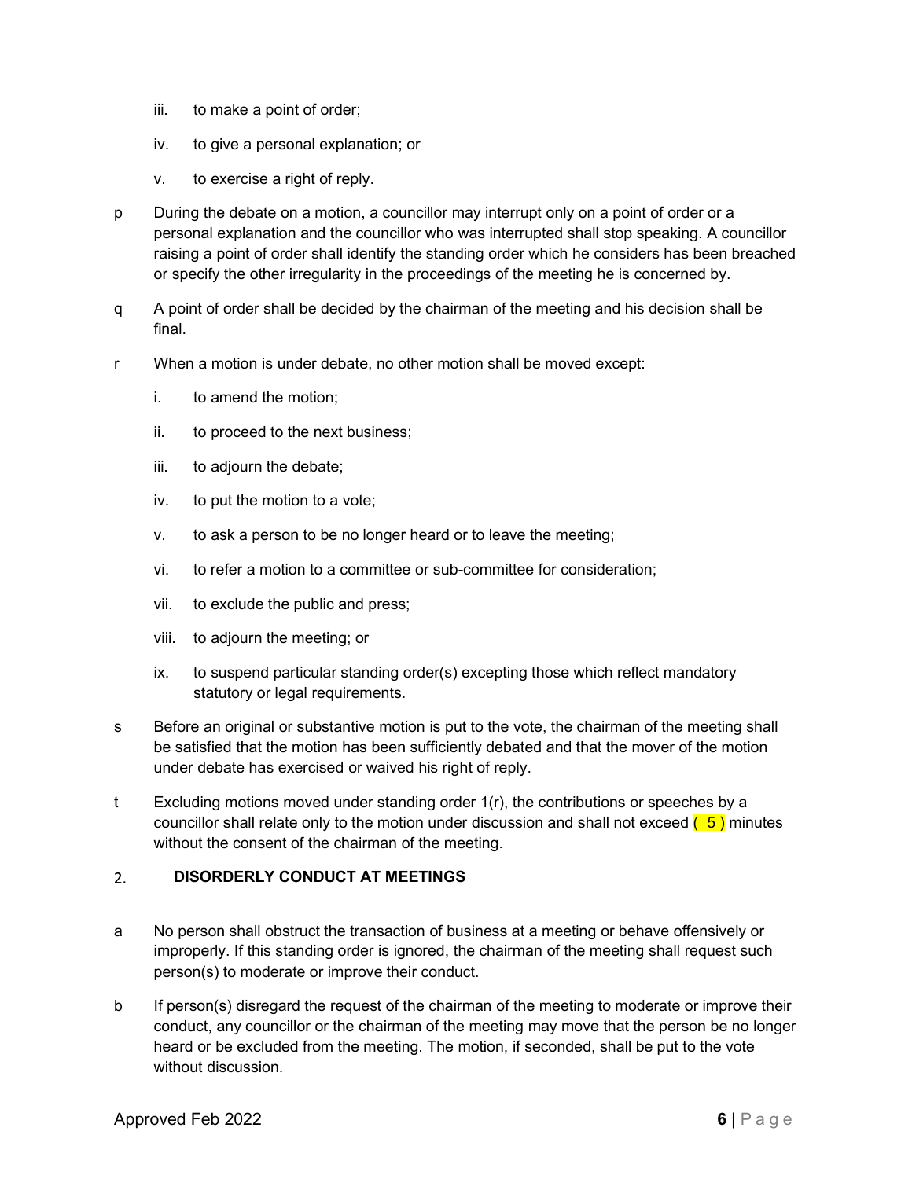iii. to make a point of order;

   iv. to give a personal explanation; or

   v. to exercise a right of reply.

p During the debate on a motion, a councillor may interrupt only on a point of order or a personal explanation and the councillor who was interrupted shall stop speaking. A councillor raising a point of order shall identify the standing order which he considers has been breached or specify the other irregularity in the proceedings of the meeting he is concerned by.

q A point of order shall be decided by the chairman of the meeting and his decision shall be final.

r When a motion is under debate, no other motion shall be moved except:

   i. to amend the motion;

   ii. to proceed to the next business;

   iii. to adjourn the debate;

   iv. to put the motion to a vote;

   v. to ask a person to be no longer heard or to leave the meeting;

   vi. to refer a motion to a committee or sub-committee for consideration;

   vii. to exclude the public and press;

   viii. to adjourn the meeting; or

   ix. to suspend particular standing order(s) excepting those which reflect mandatory statutory or legal requirements.

s Before an original or substantive motion is put to the vote, the chairman of the meeting shall be satisfied that the motion has been sufficiently debated and that the mover of the motion under debate has exercised or waived his right of reply.

t Excluding motions moved under standing order 1(r), the contributions or speeches by a councillor shall relate only to the motion under discussion and shall not exceed ( 5 ) minutes without the consent of the chairman of the meeting.

## 2. DISORDERLY CONDUCT AT MEETINGS

a No person shall obstruct the transaction of business at a meeting or behave offensively or improperly. If this standing order is ignored, the chairman of the meeting shall request such person(s) to moderate or improve their conduct.

b If person(s) disregard the request of the chairman of the meeting to moderate or improve their conduct, any councillor or the chairman of the meeting may move that the person be no longer heard or be excluded from the meeting. The motion, if seconded, shall be put to the vote without discussion.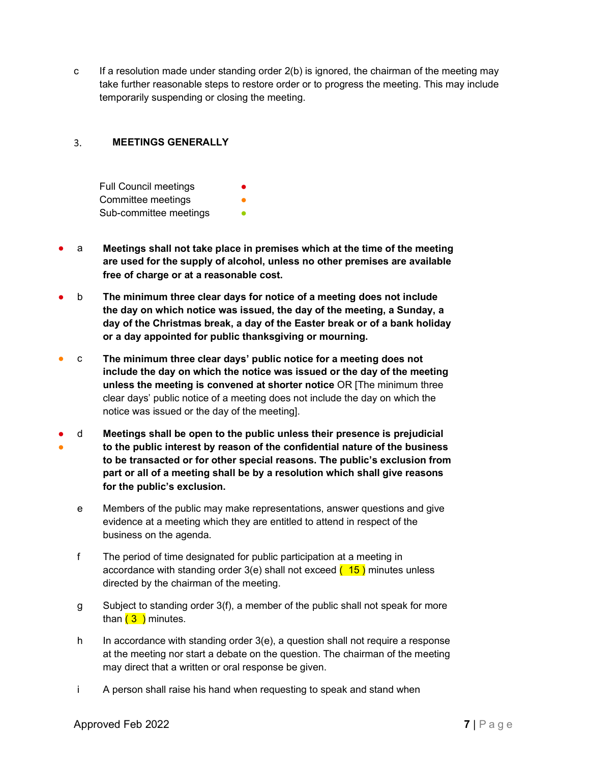c If a resolution made under standing order 2(b) is ignored, the chairman of the meeting may take further reasonable steps to restore order or to progress the meeting. This may include temporarily suspending or closing the meeting.

## 3. MEETINGS GENERALLY

Full Council meetings ●
Committee meetings ●
Sub-committee meetings ●

● a **Meetings shall not take place in premises which at the time of the meeting are used for the supply of alcohol, unless no other premises are available free of charge or at a reasonable cost.**

● b **The minimum three clear days for notice of a meeting does not include the day on which notice was issued, the day of the meeting, a Sunday, a day of the Christmas break, a day of the Easter break or of a bank holiday or a day appointed for public thanksgiving or mourning.**

● c **The minimum three clear days' public notice for a meeting does not include the day on which the notice was issued or the day of the meeting unless the meeting is convened at shorter notice** OR [The minimum three clear days' public notice of a meeting does not include the day on which the notice was issued or the day of the meeting].

● ● d **Meetings shall be open to the public unless their presence is prejudicial to the public interest by reason of the confidential nature of the business to be transacted or for other special reasons. The public's exclusion from part or all of a meeting shall be by a resolution which shall give reasons for the public's exclusion.**

e Members of the public may make representations, answer questions and give evidence at a meeting which they are entitled to attend in respect of the business on the agenda.

f The period of time designated for public participation at a meeting in accordance with standing order 3(e) shall not exceed ( 15 ) minutes unless directed by the chairman of the meeting.

g Subject to standing order 3(f), a member of the public shall not speak for more than ( 3 ) minutes.

h In accordance with standing order 3(e), a question shall not require a response at the meeting nor start a debate on the question. The chairman of the meeting may direct that a written or oral response be given.

i A person shall raise his hand when requesting to speak and stand when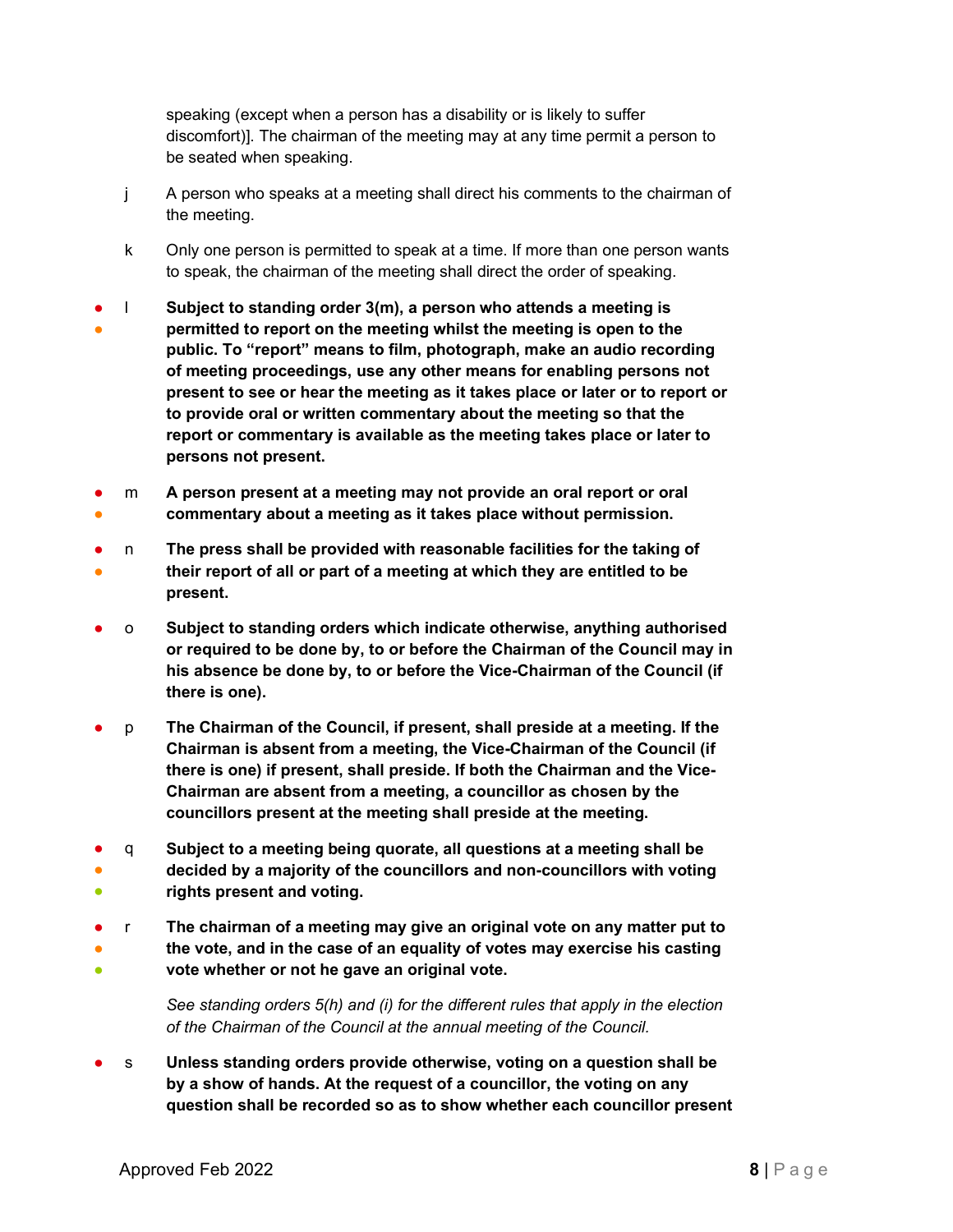speaking (except when a person has a disability or is likely to suffer discomfort)]. The chairman of the meeting may at any time permit a person to be seated when speaking.

j A person who speaks at a meeting shall direct his comments to the chairman of the meeting.

k Only one person is permitted to speak at a time. If more than one person wants to speak, the chairman of the meeting shall direct the order of speaking.

l **Subject to standing order 3(m), a person who attends a meeting is permitted to report on the meeting whilst the meeting is open to the public. To "report" means to film, photograph, make an audio recording of meeting proceedings, use any other means for enabling persons not present to see or hear the meeting as it takes place or later or to report or to provide oral or written commentary about the meeting so that the report or commentary is available as the meeting takes place or later to persons not present.**

m **A person present at a meeting may not provide an oral report or oral commentary about a meeting as it takes place without permission.**

n **The press shall be provided with reasonable facilities for the taking of their report of all or part of a meeting at which they are entitled to be present.**

o **Subject to standing orders which indicate otherwise, anything authorised or required to be done by, to or before the Chairman of the Council may in his absence be done by, to or before the Vice-Chairman of the Council (if there is one).**

p **The Chairman of the Council, if present, shall preside at a meeting. If the Chairman is absent from a meeting, the Vice-Chairman of the Council (if there is one) if present, shall preside. If both the Chairman and the Vice-Chairman are absent from a meeting, a councillor as chosen by the councillors present at the meeting shall preside at the meeting.**

q **Subject to a meeting being quorate, all questions at a meeting shall be decided by a majority of the councillors and non-councillors with voting rights present and voting.**

r **The chairman of a meeting may give an original vote on any matter put to the vote, and in the case of an equality of votes may exercise his casting vote whether or not he gave an original vote.**

*See standing orders 5(h) and (i) for the different rules that apply in the election of the Chairman of the Council at the annual meeting of the Council.*

s **Unless standing orders provide otherwise, voting on a question shall be by a show of hands. At the request of a councillor, the voting on any question shall be recorded so as to show whether each councillor present**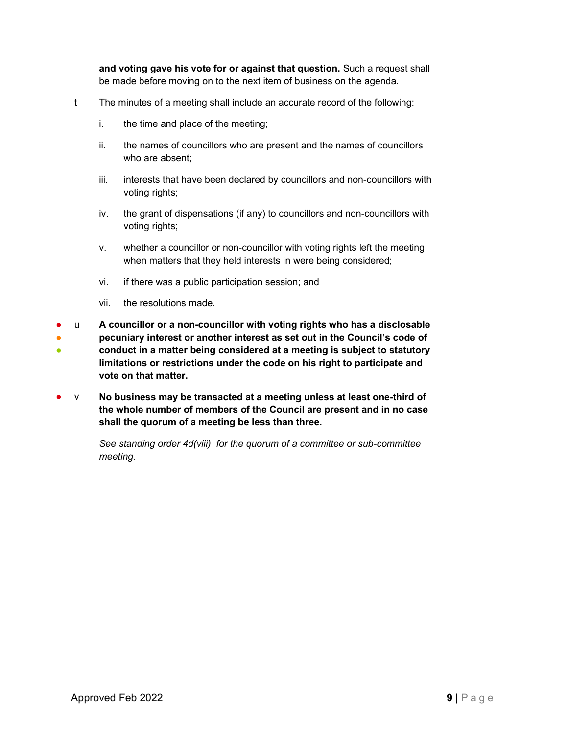**and voting gave his vote for or against that question.** Such a request shall be made before moving on to the next item of business on the agenda.

t The minutes of a meeting shall include an accurate record of the following:

i. the time and place of the meeting;

ii. the names of councillors who are present and the names of councillors who are absent;

iii. interests that have been declared by councillors and non-councillors with voting rights;

iv. the grant of dispensations (if any) to councillors and non-councillors with voting rights;

v. whether a councillor or non-councillor with voting rights left the meeting when matters that they held interests in were being considered;

vi. if there was a public participation session; and

vii. the resolutions made.

● ● ● u **A councillor or a non-councillor with voting rights who has a disclosable pecuniary interest or another interest as set out in the Council's code of conduct in a matter being considered at a meeting is subject to statutory limitations or restrictions under the code on his right to participate and vote on that matter.**

● v **No business may be transacted at a meeting unless at least one-third of the whole number of members of the Council are present and in no case shall the quorum of a meeting be less than three.**

*See standing order 4d(viii) for the quorum of a committee or sub-committee meeting.*

Approved Feb 2022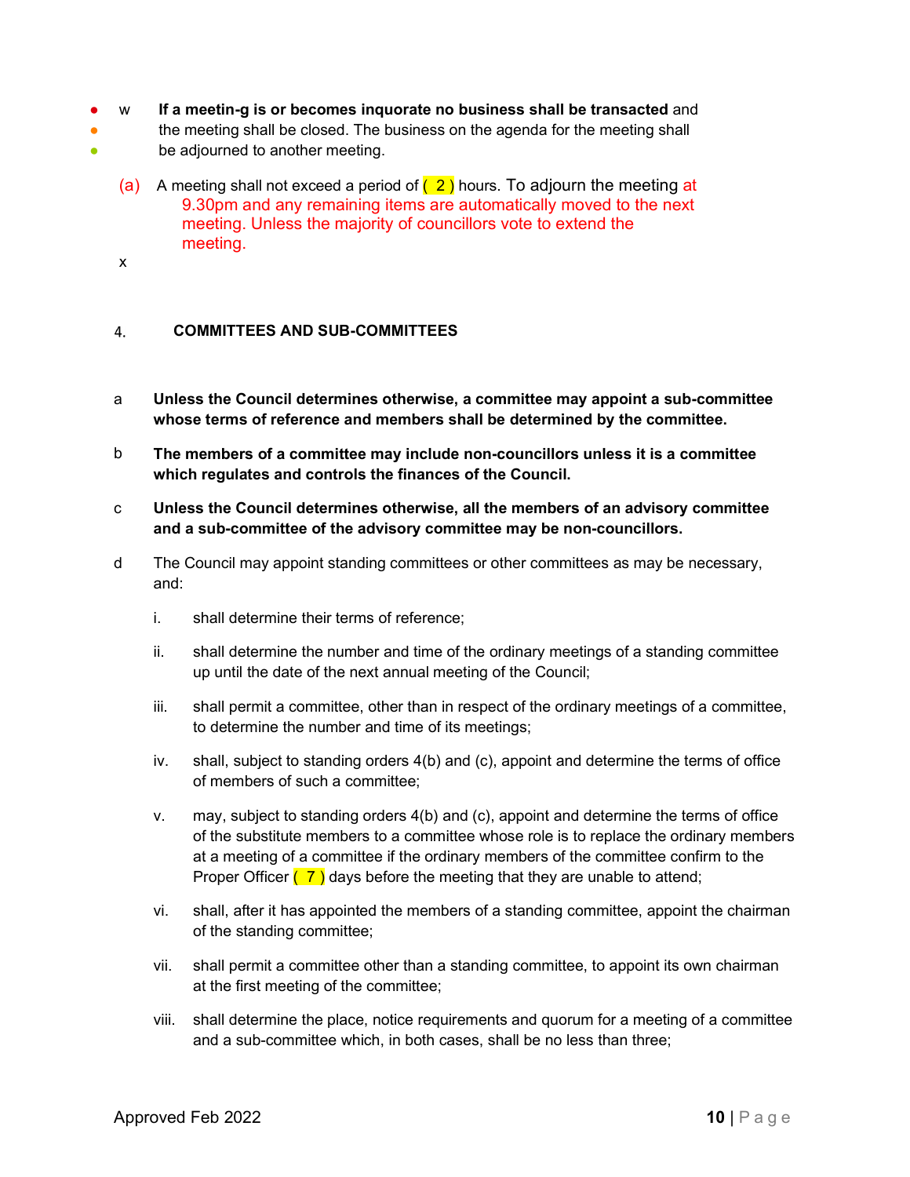w **If a meetin-g is or becomes inquorate no business shall be transacted** and the meeting shall be closed. The business on the agenda for the meeting shall be adjourned to another meeting.

(a) A meeting shall not exceed a period of ( 2 ) hours. To adjourn the meeting at 9.30pm and any remaining items are automatically moved to the next meeting. Unless the majority of councillors vote to extend the meeting.

x

## 4. COMMITTEES AND SUB-COMMITTEES

a **Unless the Council determines otherwise, a committee may appoint a sub-committee whose terms of reference and members shall be determined by the committee.**

b **The members of a committee may include non-councillors unless it is a committee which regulates and controls the finances of the Council.**

c **Unless the Council determines otherwise, all the members of an advisory committee and a sub-committee of the advisory committee may be non-councillors.**

d The Council may appoint standing committees or other committees as may be necessary, and:

i. shall determine their terms of reference;

ii. shall determine the number and time of the ordinary meetings of a standing committee up until the date of the next annual meeting of the Council;

iii. shall permit a committee, other than in respect of the ordinary meetings of a committee, to determine the number and time of its meetings;

iv. shall, subject to standing orders 4(b) and (c), appoint and determine the terms of office of members of such a committee;

v. may, subject to standing orders 4(b) and (c), appoint and determine the terms of office of the substitute members to a committee whose role is to replace the ordinary members at a meeting of a committee if the ordinary members of the committee confirm to the Proper Officer ( 7 ) days before the meeting that they are unable to attend;

vi. shall, after it has appointed the members of a standing committee, appoint the chairman of the standing committee;

vii. shall permit a committee other than a standing committee, to appoint its own chairman at the first meeting of the committee;

viii. shall determine the place, notice requirements and quorum for a meeting of a committee and a sub-committee which, in both cases, shall be no less than three;

Approved Feb 2022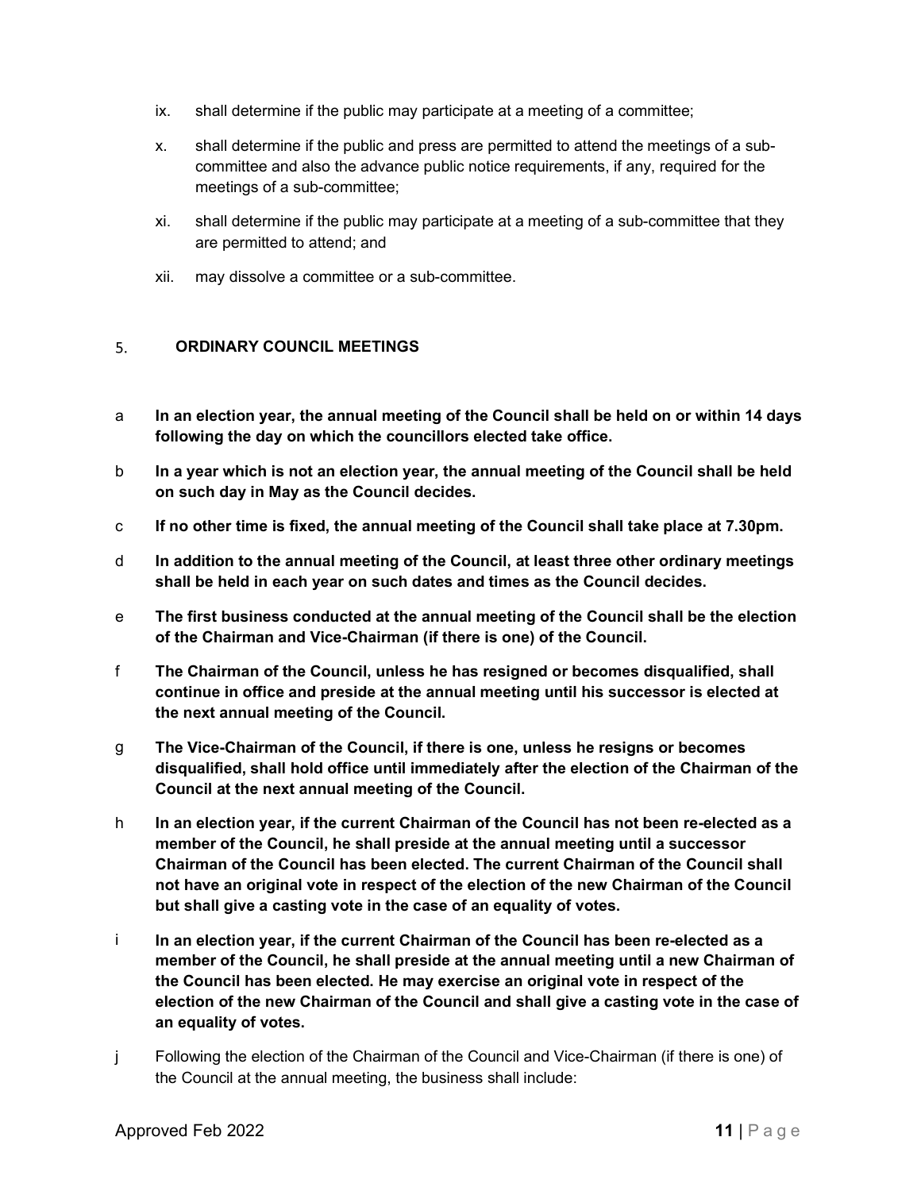ix. shall determine if the public may participate at a meeting of a committee;

x. shall determine if the public and press are permitted to attend the meetings of a sub-committee and also the advance public notice requirements, if any, required for the meetings of a sub-committee;

xi. shall determine if the public may participate at a meeting of a sub-committee that they are permitted to attend; and

xii. may dissolve a committee or a sub-committee.

## 5. ORDINARY COUNCIL MEETINGS

a **In an election year, the annual meeting of the Council shall be held on or within 14 days following the day on which the councillors elected take office.**

b **In a year which is not an election year, the annual meeting of the Council shall be held on such day in May as the Council decides.**

c **If no other time is fixed, the annual meeting of the Council shall take place at 7.30pm.**

d **In addition to the annual meeting of the Council, at least three other ordinary meetings shall be held in each year on such dates and times as the Council decides.**

e **The first business conducted at the annual meeting of the Council shall be the election of the Chairman and Vice-Chairman (if there is one) of the Council.**

f **The Chairman of the Council, unless he has resigned or becomes disqualified, shall continue in office and preside at the annual meeting until his successor is elected at the next annual meeting of the Council.**

g **The Vice-Chairman of the Council, if there is one, unless he resigns or becomes disqualified, shall hold office until immediately after the election of the Chairman of the Council at the next annual meeting of the Council.**

h **In an election year, if the current Chairman of the Council has not been re-elected as a member of the Council, he shall preside at the annual meeting until a successor Chairman of the Council has been elected. The current Chairman of the Council shall not have an original vote in respect of the election of the new Chairman of the Council but shall give a casting vote in the case of an equality of votes.**

i **In an election year, if the current Chairman of the Council has been re-elected as a member of the Council, he shall preside at the annual meeting until a new Chairman of the Council has been elected. He may exercise an original vote in respect of the election of the new Chairman of the Council and shall give a casting vote in the case of an equality of votes.**

j Following the election of the Chairman of the Council and Vice-Chairman (if there is one) of the Council at the annual meeting, the business shall include: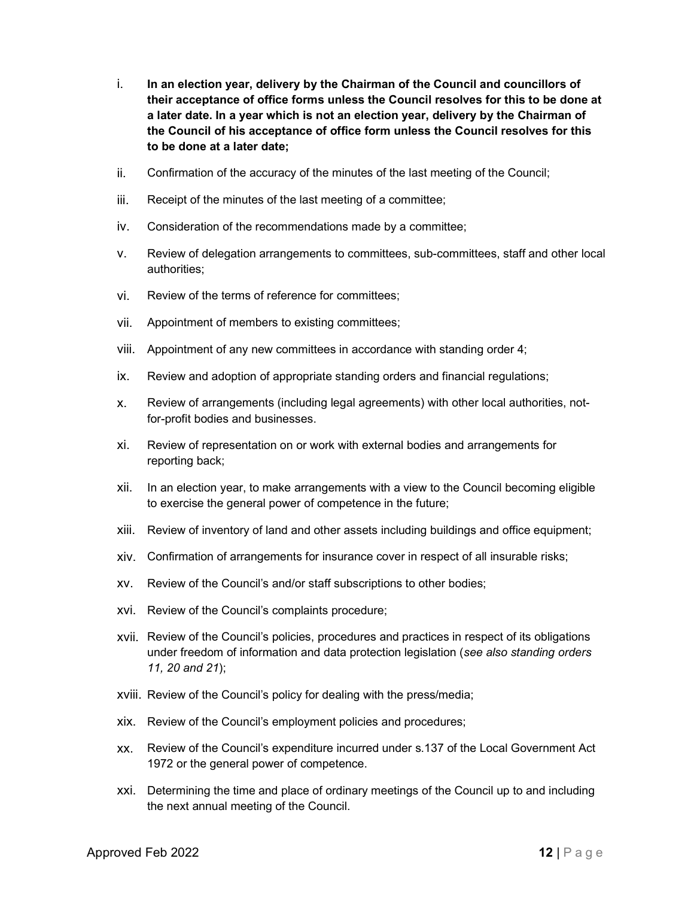i. **In an election year, delivery by the Chairman of the Council and councillors of their acceptance of office forms unless the Council resolves for this to be done at a later date. In a year which is not an election year, delivery by the Chairman of the Council of his acceptance of office form unless the Council resolves for this to be done at a later date;**

ii. Confirmation of the accuracy of the minutes of the last meeting of the Council;

iii. Receipt of the minutes of the last meeting of a committee;

iv. Consideration of the recommendations made by a committee;

v. Review of delegation arrangements to committees, sub-committees, staff and other local authorities;

vi. Review of the terms of reference for committees;

vii. Appointment of members to existing committees;

viii. Appointment of any new committees in accordance with standing order 4;

ix. Review and adoption of appropriate standing orders and financial regulations;

x. Review of arrangements (including legal agreements) with other local authorities, not-for-profit bodies and businesses.

xi. Review of representation on or work with external bodies and arrangements for reporting back;

xii. In an election year, to make arrangements with a view to the Council becoming eligible to exercise the general power of competence in the future;

xiii. Review of inventory of land and other assets including buildings and office equipment;

xiv. Confirmation of arrangements for insurance cover in respect of all insurable risks;

xv. Review of the Council's and/or staff subscriptions to other bodies;

xvi. Review of the Council's complaints procedure;

xvii. Review of the Council's policies, procedures and practices in respect of its obligations under freedom of information and data protection legislation (*see also standing orders 11, 20 and 21*);

xviii. Review of the Council's policy for dealing with the press/media;

xix. Review of the Council's employment policies and procedures;

xx. Review of the Council's expenditure incurred under s.137 of the Local Government Act 1972 or the general power of competence.

xxi. Determining the time and place of ordinary meetings of the Council up to and including the next annual meeting of the Council.

Approved Feb 2022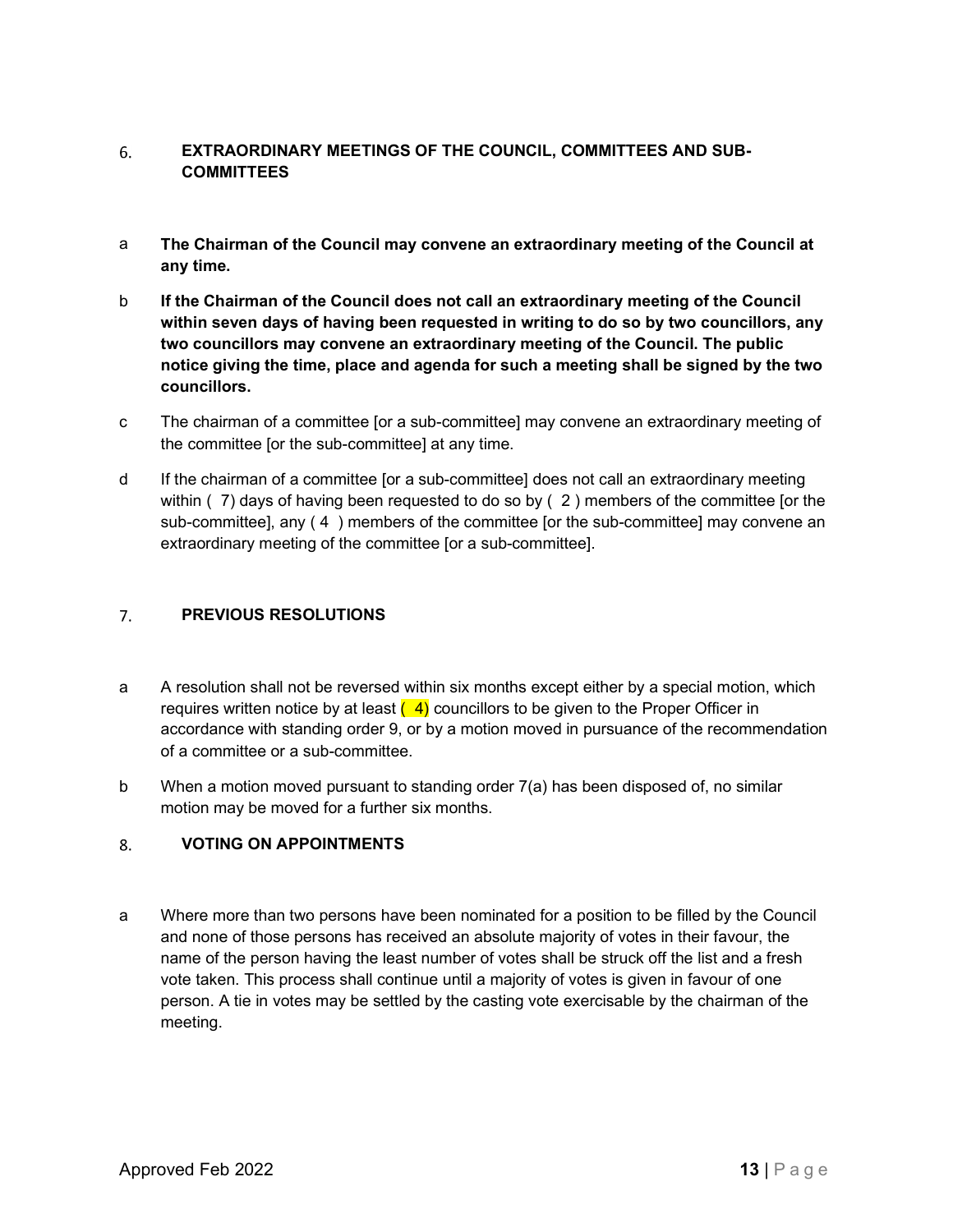## 6. EXTRAORDINARY MEETINGS OF THE COUNCIL, COMMITTEES AND SUB-COMMITTEES

a **The Chairman of the Council may convene an extraordinary meeting of the Council at any time.**

b **If the Chairman of the Council does not call an extraordinary meeting of the Council within seven days of having been requested in writing to do so by two councillors, any two councillors may convene an extraordinary meeting of the Council. The public notice giving the time, place and agenda for such a meeting shall be signed by the two councillors.**

c The chairman of a committee [or a sub-committee] may convene an extraordinary meeting of the committee [or the sub-committee] at any time.

d If the chairman of a committee [or a sub-committee] does not call an extraordinary meeting within ( 7) days of having been requested to do so by ( 2 ) members of the committee [or the sub-committee], any ( 4 ) members of the committee [or the sub-committee] may convene an extraordinary meeting of the committee [or a sub-committee].

## 7. PREVIOUS RESOLUTIONS

a A resolution shall not be reversed within six months except either by a special motion, which requires written notice by at least ( 4) councillors to be given to the Proper Officer in accordance with standing order 9, or by a motion moved in pursuance of the recommendation of a committee or a sub-committee.

b When a motion moved pursuant to standing order 7(a) has been disposed of, no similar motion may be moved for a further six months.

## 8. VOTING ON APPOINTMENTS

a Where more than two persons have been nominated for a position to be filled by the Council and none of those persons has received an absolute majority of votes in their favour, the name of the person having the least number of votes shall be struck off the list and a fresh vote taken. This process shall continue until a majority of votes is given in favour of one person. A tie in votes may be settled by the casting vote exercisable by the chairman of the meeting.

Approved Feb 2022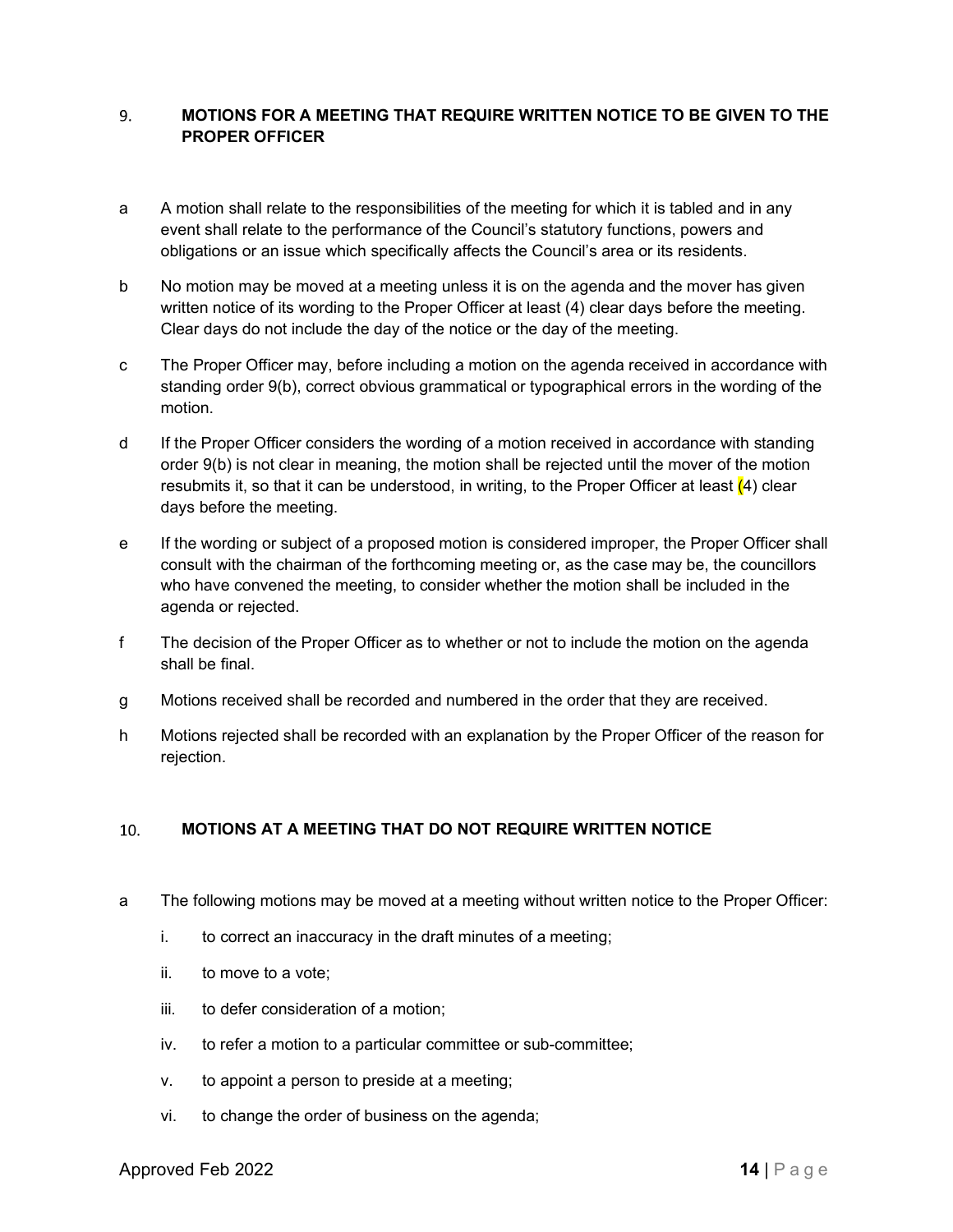## 9. MOTIONS FOR A MEETING THAT REQUIRE WRITTEN NOTICE TO BE GIVEN TO THE PROPER OFFICER

a A motion shall relate to the responsibilities of the meeting for which it is tabled and in any event shall relate to the performance of the Council's statutory functions, powers and obligations or an issue which specifically affects the Council's area or its residents.

b No motion may be moved at a meeting unless it is on the agenda and the mover has given written notice of its wording to the Proper Officer at least (4) clear days before the meeting. Clear days do not include the day of the notice or the day of the meeting.

c The Proper Officer may, before including a motion on the agenda received in accordance with standing order 9(b), correct obvious grammatical or typographical errors in the wording of the motion.

d If the Proper Officer considers the wording of a motion received in accordance with standing order 9(b) is not clear in meaning, the motion shall be rejected until the mover of the motion resubmits it, so that it can be understood, in writing, to the Proper Officer at least (4) clear days before the meeting.

e If the wording or subject of a proposed motion is considered improper, the Proper Officer shall consult with the chairman of the forthcoming meeting or, as the case may be, the councillors who have convened the meeting, to consider whether the motion shall be included in the agenda or rejected.

f The decision of the Proper Officer as to whether or not to include the motion on the agenda shall be final.

g Motions received shall be recorded and numbered in the order that they are received.

h Motions rejected shall be recorded with an explanation by the Proper Officer of the reason for rejection.

## 10. MOTIONS AT A MEETING THAT DO NOT REQUIRE WRITTEN NOTICE

a The following motions may be moved at a meeting without written notice to the Proper Officer:

  i. to correct an inaccuracy in the draft minutes of a meeting;

  ii. to move to a vote;

  iii. to defer consideration of a motion;

  iv. to refer a motion to a particular committee or sub-committee;

  v. to appoint a person to preside at a meeting;

  vi. to change the order of business on the agenda;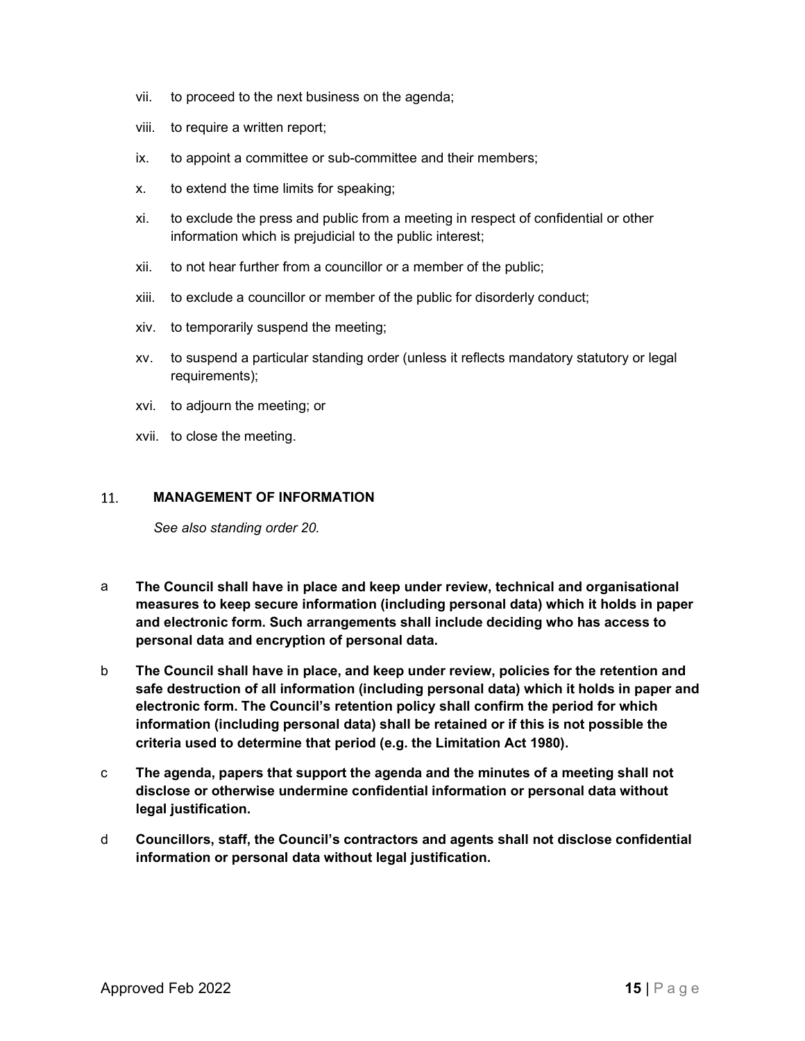vii. to proceed to the next business on the agenda;

viii. to require a written report;

ix. to appoint a committee or sub-committee and their members;

x. to extend the time limits for speaking;

xi. to exclude the press and public from a meeting in respect of confidential or other information which is prejudicial to the public interest;

xii. to not hear further from a councillor or a member of the public;

xiii. to exclude a councillor or member of the public for disorderly conduct;

xiv. to temporarily suspend the meeting;

xv. to suspend a particular standing order (unless it reflects mandatory statutory or legal requirements);

xvi. to adjourn the meeting; or

xvii. to close the meeting.

## 11. MANAGEMENT OF INFORMATION

*See also standing order 20.*

a **The Council shall have in place and keep under review, technical and organisational measures to keep secure information (including personal data) which it holds in paper and electronic form. Such arrangements shall include deciding who has access to personal data and encryption of personal data.**

b **The Council shall have in place, and keep under review, policies for the retention and safe destruction of all information (including personal data) which it holds in paper and electronic form. The Council's retention policy shall confirm the period for which information (including personal data) shall be retained or if this is not possible the criteria used to determine that period (e.g. the Limitation Act 1980).**

c **The agenda, papers that support the agenda and the minutes of a meeting shall not disclose or otherwise undermine confidential information or personal data without legal justification.**

d **Councillors, staff, the Council's contractors and agents shall not disclose confidential information or personal data without legal justification.**

Approved Feb 2022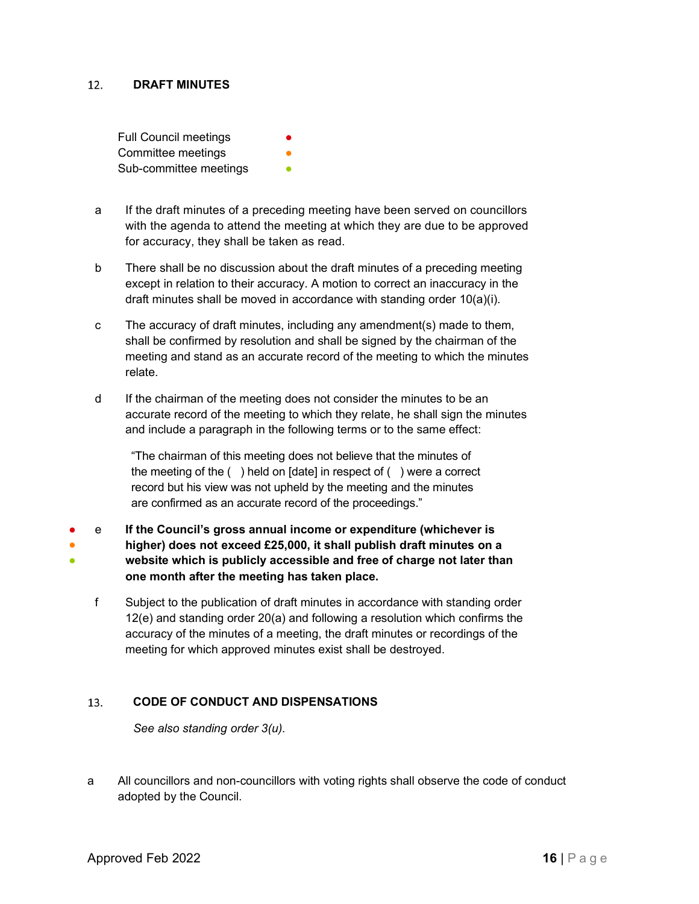## 12. DRAFT MINUTES

Full Council meetings ●
Committee meetings ●
Sub-committee meetings ●

a If the draft minutes of a preceding meeting have been served on councillors with the agenda to attend the meeting at which they are due to be approved for accuracy, they shall be taken as read.

b There shall be no discussion about the draft minutes of a preceding meeting except in relation to their accuracy. A motion to correct an inaccuracy in the draft minutes shall be moved in accordance with standing order 10(a)(i).

c The accuracy of draft minutes, including any amendment(s) made to them, shall be confirmed by resolution and shall be signed by the chairman of the meeting and stand as an accurate record of the meeting to which the minutes relate.

d If the chairman of the meeting does not consider the minutes to be an accurate record of the meeting to which they relate, he shall sign the minutes and include a paragraph in the following terms or to the same effect:

> "The chairman of this meeting does not believe that the minutes of the meeting of the ( ) held on [date] in respect of ( ) were a correct record but his view was not upheld by the meeting and the minutes are confirmed as an accurate record of the proceedings."

● ● ● e **If the Council's gross annual income or expenditure (whichever is higher) does not exceed £25,000, it shall publish draft minutes on a website which is publicly accessible and free of charge not later than one month after the meeting has taken place.**

f Subject to the publication of draft minutes in accordance with standing order 12(e) and standing order 20(a) and following a resolution which confirms the accuracy of the minutes of a meeting, the draft minutes or recordings of the meeting for which approved minutes exist shall be destroyed.

## 13. CODE OF CONDUCT AND DISPENSATIONS

*See also standing order 3(u).*

a All councillors and non-councillors with voting rights shall observe the code of conduct adopted by the Council.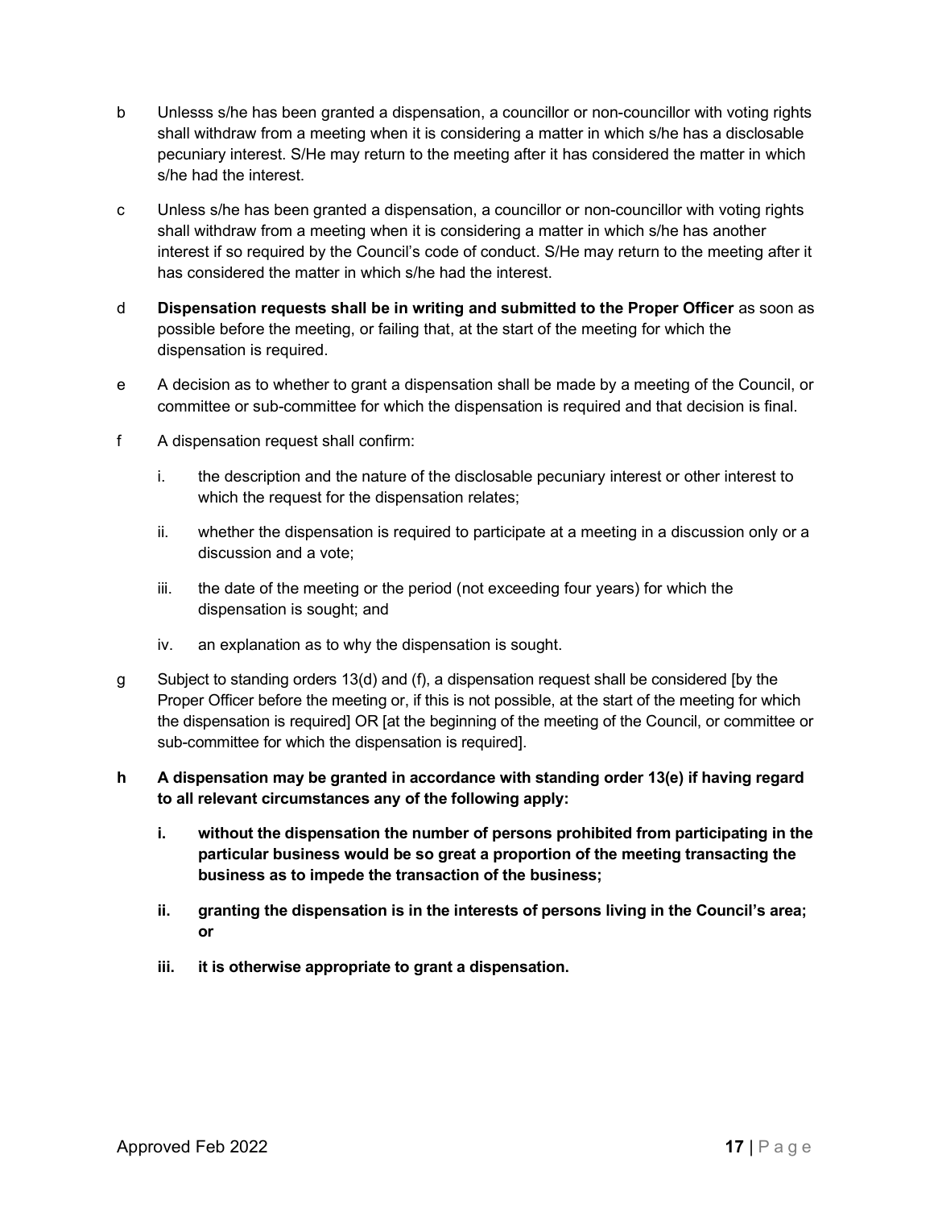b Unlesss s/he has been granted a dispensation, a councillor or non-councillor with voting rights shall withdraw from a meeting when it is considering a matter in which s/he has a disclosable pecuniary interest. S/He may return to the meeting after it has considered the matter in which s/he had the interest.

c Unless s/he has been granted a dispensation, a councillor or non-councillor with voting rights shall withdraw from a meeting when it is considering a matter in which s/he has another interest if so required by the Council's code of conduct. S/He may return to the meeting after it has considered the matter in which s/he had the interest.

d **Dispensation requests shall be in writing and submitted to the Proper Officer** as soon as possible before the meeting, or failing that, at the start of the meeting for which the dispensation is required.

e A decision as to whether to grant a dispensation shall be made by a meeting of the Council, or committee or sub-committee for which the dispensation is required and that decision is final.

f A dispensation request shall confirm:

   i. the description and the nature of the disclosable pecuniary interest or other interest to which the request for the dispensation relates;

   ii. whether the dispensation is required to participate at a meeting in a discussion only or a discussion and a vote;

   iii. the date of the meeting or the period (not exceeding four years) for which the dispensation is sought; and

   iv. an explanation as to why the dispensation is sought.

g Subject to standing orders 13(d) and (f), a dispensation request shall be considered [by the Proper Officer before the meeting or, if this is not possible, at the start of the meeting for which the dispensation is required] OR [at the beginning of the meeting of the Council, or committee or sub-committee for which the dispensation is required].

**h A dispensation may be granted in accordance with standing order 13(e) if having regard to all relevant circumstances any of the following apply:**

   **i. without the dispensation the number of persons prohibited from participating in the particular business would be so great a proportion of the meeting transacting the business as to impede the transaction of the business;**

   **ii. granting the dispensation is in the interests of persons living in the Council's area; or**

   **iii. it is otherwise appropriate to grant a dispensation.**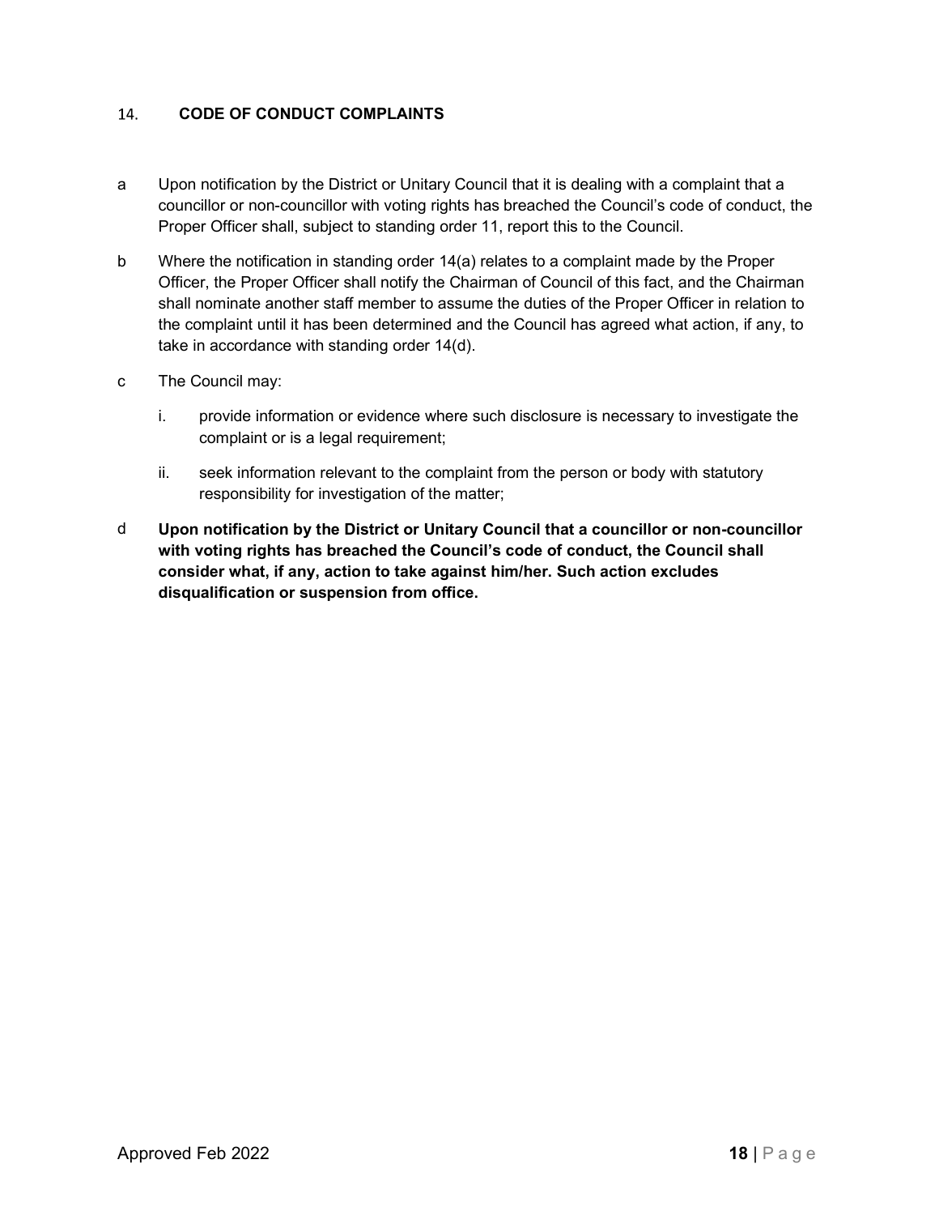## 14. CODE OF CONDUCT COMPLAINTS

a Upon notification by the District or Unitary Council that it is dealing with a complaint that a councillor or non-councillor with voting rights has breached the Council's code of conduct, the Proper Officer shall, subject to standing order 11, report this to the Council.

b Where the notification in standing order 14(a) relates to a complaint made by the Proper Officer, the Proper Officer shall notify the Chairman of Council of this fact, and the Chairman shall nominate another staff member to assume the duties of the Proper Officer in relation to the complaint until it has been determined and the Council has agreed what action, if any, to take in accordance with standing order 14(d).

c The Council may:

   i. provide information or evidence where such disclosure is necessary to investigate the complaint or is a legal requirement;

   ii. seek information relevant to the complaint from the person or body with statutory responsibility for investigation of the matter;

d **Upon notification by the District or Unitary Council that a councillor or non-councillor with voting rights has breached the Council's code of conduct, the Council shall consider what, if any, action to take against him/her. Such action excludes disqualification or suspension from office.**

Approved Feb 2022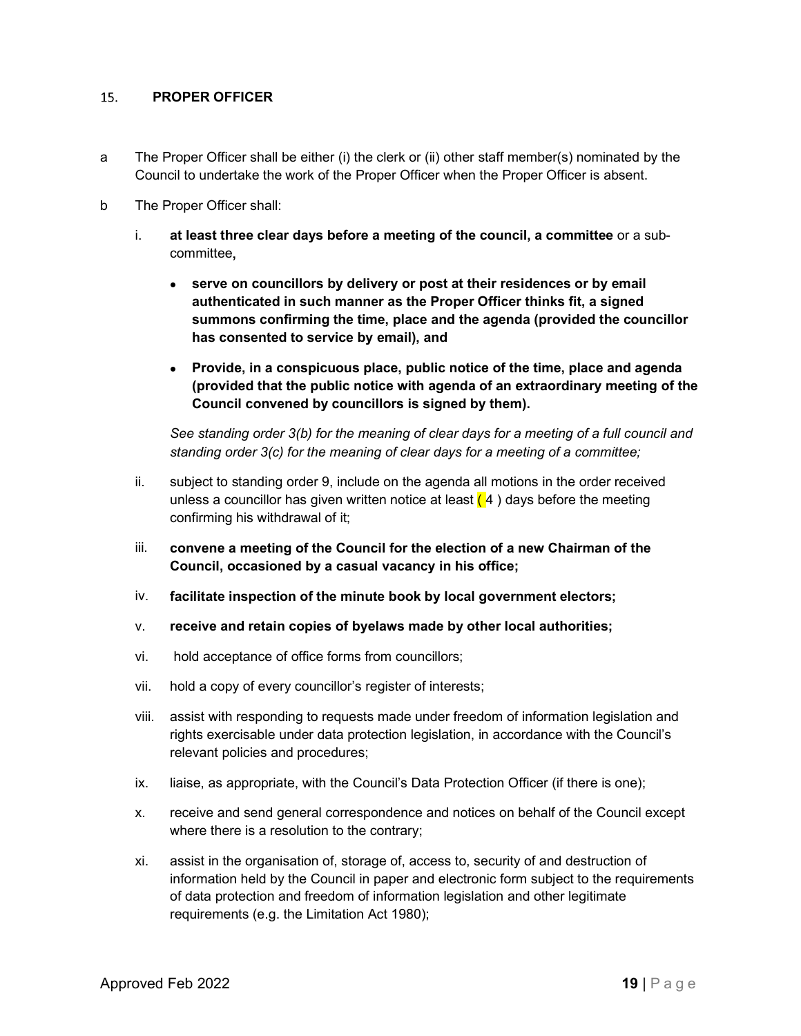## 15. **PROPER OFFICER**

a The Proper Officer shall be either (i) the clerk or (ii) other staff member(s) nominated by the Council to undertake the work of the Proper Officer when the Proper Officer is absent.

b The Proper Officer shall:

i. **at least three clear days before a meeting of the council, a committee** or a sub-committee**,**

- **serve on councillors by delivery or post at their residences or by email authenticated in such manner as the Proper Officer thinks fit, a signed summons confirming the time, place and the agenda (provided the councillor has consented to service by email), and**
- **Provide, in a conspicuous place, public notice of the time, place and agenda (provided that the public notice with agenda of an extraordinary meeting of the Council convened by councillors is signed by them).**

*See standing order 3(b) for the meaning of clear days for a meeting of a full council and standing order 3(c) for the meaning of clear days for a meeting of a committee;*

ii. subject to standing order 9, include on the agenda all motions in the order received unless a councillor has given written notice at least ( 4 ) days before the meeting confirming his withdrawal of it;

iii. **convene a meeting of the Council for the election of a new Chairman of the Council, occasioned by a casual vacancy in his office;**

iv. **facilitate inspection of the minute book by local government electors;**

v. **receive and retain copies of byelaws made by other local authorities;**

vi. hold acceptance of office forms from councillors;

vii. hold a copy of every councillor's register of interests;

viii. assist with responding to requests made under freedom of information legislation and rights exercisable under data protection legislation, in accordance with the Council's relevant policies and procedures;

ix. liaise, as appropriate, with the Council's Data Protection Officer (if there is one);

x. receive and send general correspondence and notices on behalf of the Council except where there is a resolution to the contrary;

xi. assist in the organisation of, storage of, access to, security of and destruction of information held by the Council in paper and electronic form subject to the requirements of data protection and freedom of information legislation and other legitimate requirements (e.g. the Limitation Act 1980);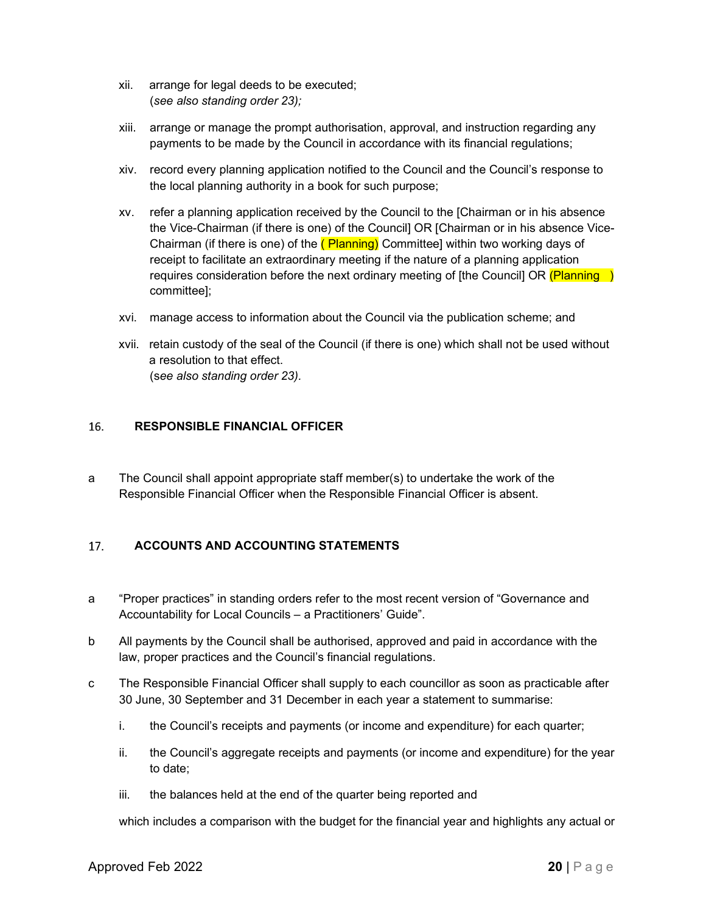xii. arrange for legal deeds to be executed;
(*see also standing order 23);*

xiii. arrange or manage the prompt authorisation, approval, and instruction regarding any payments to be made by the Council in accordance with its financial regulations;

xiv. record every planning application notified to the Council and the Council's response to the local planning authority in a book for such purpose;

xv. refer a planning application received by the Council to the [Chairman or in his absence the Vice-Chairman (if there is one) of the Council] OR [Chairman or in his absence Vice-Chairman (if there is one) of the ( Planning) Committee] within two working days of receipt to facilitate an extraordinary meeting if the nature of a planning application requires consideration before the next ordinary meeting of [the Council] OR (Planning ) committee];

xvi. manage access to information about the Council via the publication scheme; and

xvii. retain custody of the seal of the Council (if there is one) which shall not be used without a resolution to that effect.
(s*ee also standing order 23).*

## 16. RESPONSIBLE FINANCIAL OFFICER

a The Council shall appoint appropriate staff member(s) to undertake the work of the Responsible Financial Officer when the Responsible Financial Officer is absent.

## 17. ACCOUNTS AND ACCOUNTING STATEMENTS

a "Proper practices" in standing orders refer to the most recent version of "Governance and Accountability for Local Councils – a Practitioners' Guide".

b All payments by the Council shall be authorised, approved and paid in accordance with the law, proper practices and the Council's financial regulations.

c The Responsible Financial Officer shall supply to each councillor as soon as practicable after 30 June, 30 September and 31 December in each year a statement to summarise:

i. the Council's receipts and payments (or income and expenditure) for each quarter;

ii. the Council's aggregate receipts and payments (or income and expenditure) for the year to date;

iii. the balances held at the end of the quarter being reported and

which includes a comparison with the budget for the financial year and highlights any actual or

Approved Feb 2022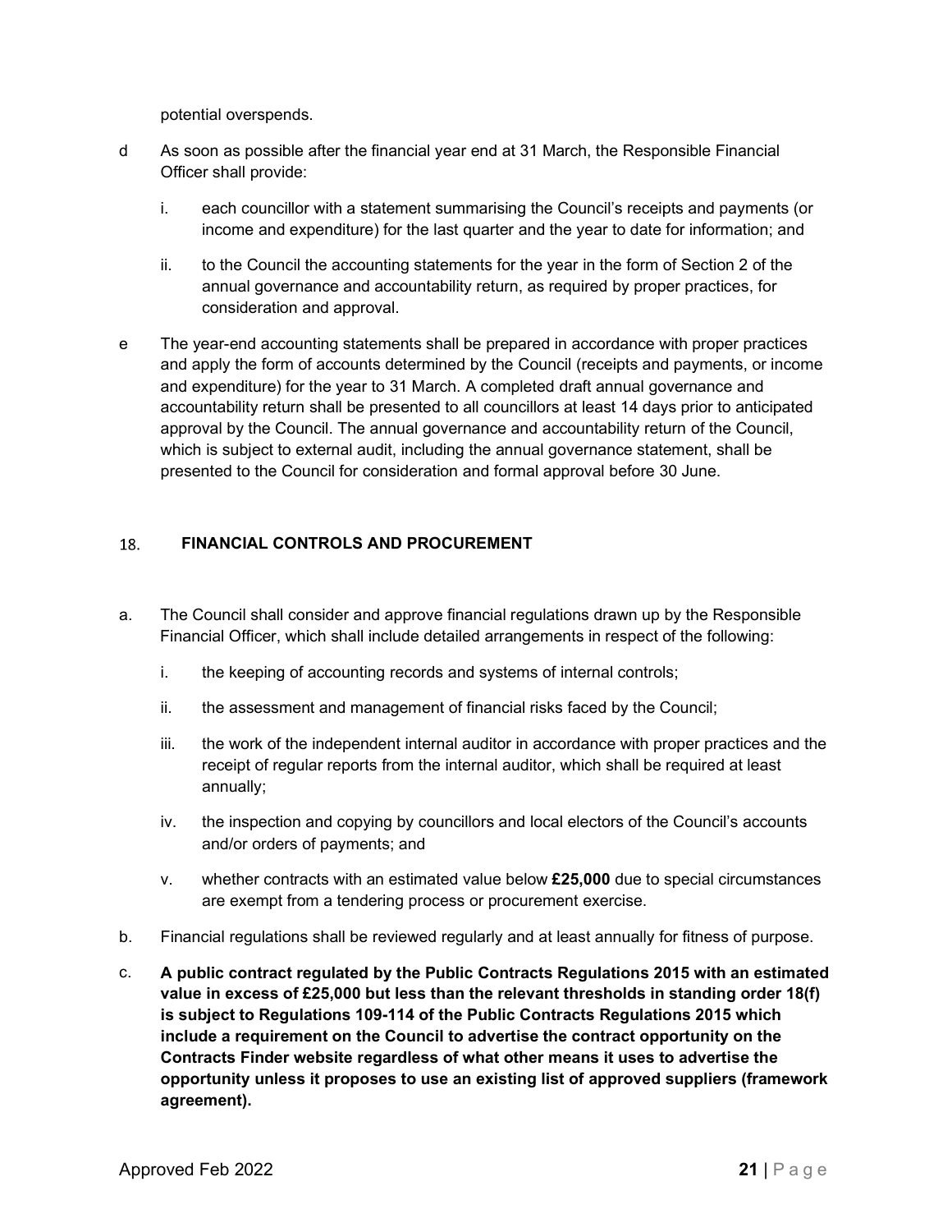potential overspends.

d As soon as possible after the financial year end at 31 March, the Responsible Financial Officer shall provide:

   i. each councillor with a statement summarising the Council's receipts and payments (or income and expenditure) for the last quarter and the year to date for information; and

   ii. to the Council the accounting statements for the year in the form of Section 2 of the annual governance and accountability return, as required by proper practices, for consideration and approval.

e The year-end accounting statements shall be prepared in accordance with proper practices and apply the form of accounts determined by the Council (receipts and payments, or income and expenditure) for the year to 31 March. A completed draft annual governance and accountability return shall be presented to all councillors at least 14 days prior to anticipated approval by the Council. The annual governance and accountability return of the Council, which is subject to external audit, including the annual governance statement, shall be presented to the Council for consideration and formal approval before 30 June.

## 18. FINANCIAL CONTROLS AND PROCUREMENT

a. The Council shall consider and approve financial regulations drawn up by the Responsible Financial Officer, which shall include detailed arrangements in respect of the following:

   i. the keeping of accounting records and systems of internal controls;

   ii. the assessment and management of financial risks faced by the Council;

   iii. the work of the independent internal auditor in accordance with proper practices and the receipt of regular reports from the internal auditor, which shall be required at least annually;

   iv. the inspection and copying by councillors and local electors of the Council's accounts and/or orders of payments; and

   v. whether contracts with an estimated value below **£25,000** due to special circumstances are exempt from a tendering process or procurement exercise.

b. Financial regulations shall be reviewed regularly and at least annually for fitness of purpose.

c. **A public contract regulated by the Public Contracts Regulations 2015 with an estimated value in excess of £25,000 but less than the relevant thresholds in standing order 18(f) is subject to Regulations 109-114 of the Public Contracts Regulations 2015 which include a requirement on the Council to advertise the contract opportunity on the Contracts Finder website regardless of what other means it uses to advertise the opportunity unless it proposes to use an existing list of approved suppliers (framework agreement).**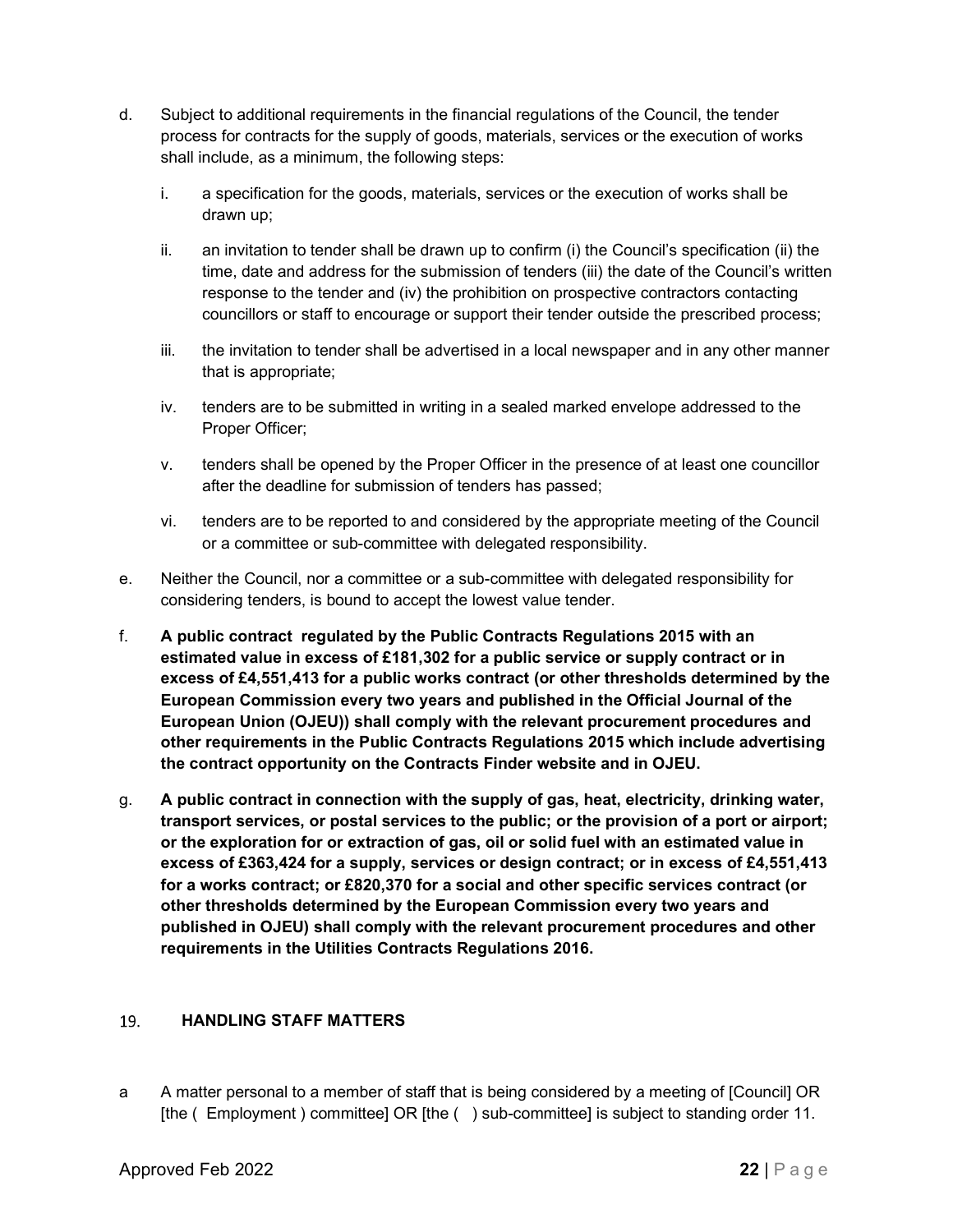d. Subject to additional requirements in the financial regulations of the Council, the tender process for contracts for the supply of goods, materials, services or the execution of works shall include, as a minimum, the following steps:

   i. a specification for the goods, materials, services or the execution of works shall be drawn up;

   ii. an invitation to tender shall be drawn up to confirm (i) the Council's specification (ii) the time, date and address for the submission of tenders (iii) the date of the Council's written response to the tender and (iv) the prohibition on prospective contractors contacting councillors or staff to encourage or support their tender outside the prescribed process;

   iii. the invitation to tender shall be advertised in a local newspaper and in any other manner that is appropriate;

   iv. tenders are to be submitted in writing in a sealed marked envelope addressed to the Proper Officer;

   v. tenders shall be opened by the Proper Officer in the presence of at least one councillor after the deadline for submission of tenders has passed;

   vi. tenders are to be reported to and considered by the appropriate meeting of the Council or a committee or sub-committee with delegated responsibility.

e. Neither the Council, nor a committee or a sub-committee with delegated responsibility for considering tenders, is bound to accept the lowest value tender.

f. **A public contract regulated by the Public Contracts Regulations 2015 with an estimated value in excess of £181,302 for a public service or supply contract or in excess of £4,551,413 for a public works contract (or other thresholds determined by the European Commission every two years and published in the Official Journal of the European Union (OJEU)) shall comply with the relevant procurement procedures and other requirements in the Public Contracts Regulations 2015 which include advertising the contract opportunity on the Contracts Finder website and in OJEU.**

g. **A public contract in connection with the supply of gas, heat, electricity, drinking water, transport services, or postal services to the public; or the provision of a port or airport; or the exploration for or extraction of gas, oil or solid fuel with an estimated value in excess of £363,424 for a supply, services or design contract; or in excess of £4,551,413 for a works contract; or £820,370 for a social and other specific services contract (or other thresholds determined by the European Commission every two years and published in OJEU) shall comply with the relevant procurement procedures and other requirements in the Utilities Contracts Regulations 2016.**

## 19. HANDLING STAFF MATTERS

a A matter personal to a member of staff that is being considered by a meeting of [Council] OR [the ( Employment ) committee] OR [the ( ) sub-committee] is subject to standing order 11.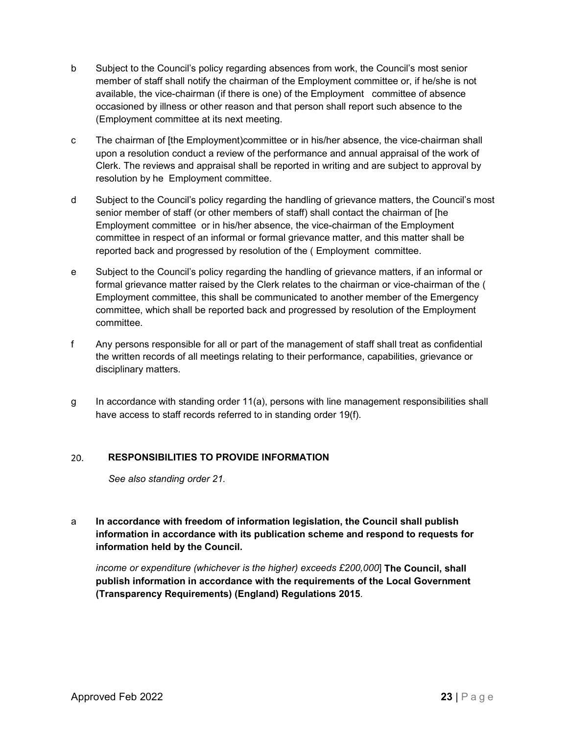b Subject to the Council's policy regarding absences from work, the Council's most senior member of staff shall notify the chairman of the Employment committee or, if he/she is not available, the vice-chairman (if there is one) of the Employment committee of absence occasioned by illness or other reason and that person shall report such absence to the (Employment committee at its next meeting.

c The chairman of [the Employment)committee or in his/her absence, the vice-chairman shall upon a resolution conduct a review of the performance and annual appraisal of the work of Clerk. The reviews and appraisal shall be reported in writing and are subject to approval by resolution by he Employment committee.

d Subject to the Council's policy regarding the handling of grievance matters, the Council's most senior member of staff (or other members of staff) shall contact the chairman of [he Employment committee or in his/her absence, the vice-chairman of the Employment committee in respect of an informal or formal grievance matter, and this matter shall be reported back and progressed by resolution of the ( Employment committee.

e Subject to the Council's policy regarding the handling of grievance matters, if an informal or formal grievance matter raised by the Clerk relates to the chairman or vice-chairman of the ( Employment committee, this shall be communicated to another member of the Emergency committee, which shall be reported back and progressed by resolution of the Employment committee.

f Any persons responsible for all or part of the management of staff shall treat as confidential the written records of all meetings relating to their performance, capabilities, grievance or disciplinary matters.

g In accordance with standing order 11(a), persons with line management responsibilities shall have access to staff records referred to in standing order 19(f).

## 20. RESPONSIBILITIES TO PROVIDE INFORMATION

*See also standing order 21.*

a **In accordance with freedom of information legislation, the Council shall publish information in accordance with its publication scheme and respond to requests for information held by the Council.**

*income or expenditure (whichever is the higher) exceeds £200,000*] **The Council, shall publish information in accordance with the requirements of the Local Government (Transparency Requirements) (England) Regulations 2015**.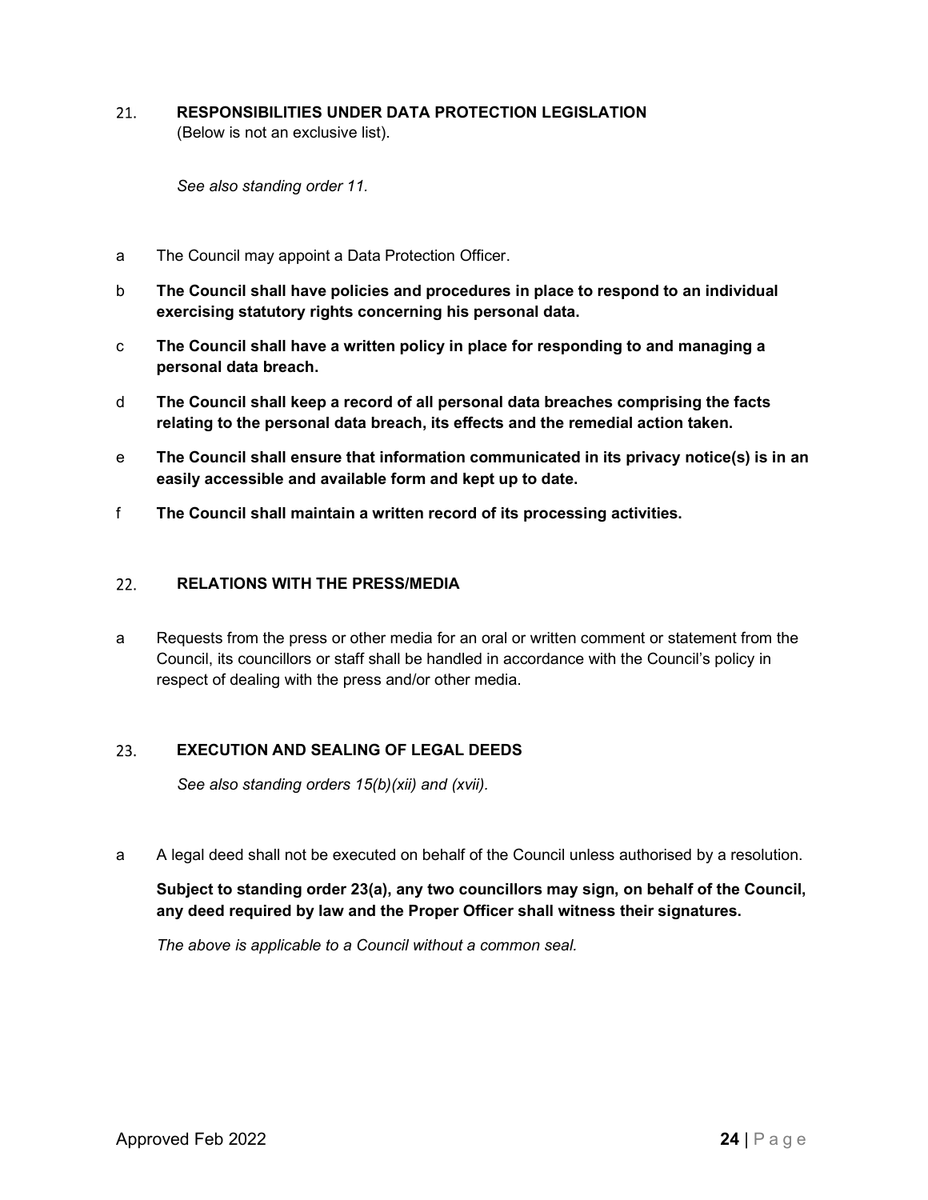## 21. RESPONSIBILITIES UNDER DATA PROTECTION LEGISLATION

(Below is not an exclusive list).

*See also standing order 11.*

a The Council may appoint a Data Protection Officer.

b **The Council shall have policies and procedures in place to respond to an individual exercising statutory rights concerning his personal data.**

c **The Council shall have a written policy in place for responding to and managing a personal data breach.**

d **The Council shall keep a record of all personal data breaches comprising the facts relating to the personal data breach, its effects and the remedial action taken.**

e **The Council shall ensure that information communicated in its privacy notice(s) is in an easily accessible and available form and kept up to date.**

f **The Council shall maintain a written record of its processing activities.**

## 22. RELATIONS WITH THE PRESS/MEDIA

a Requests from the press or other media for an oral or written comment or statement from the Council, its councillors or staff shall be handled in accordance with the Council's policy in respect of dealing with the press and/or other media.

## 23. EXECUTION AND SEALING OF LEGAL DEEDS

*See also standing orders 15(b)(xii) and (xvii).*

a A legal deed shall not be executed on behalf of the Council unless authorised by a resolution.

**Subject to standing order 23(a), any two councillors may sign, on behalf of the Council, any deed required by law and the Proper Officer shall witness their signatures.**

*The above is applicable to a Council without a common seal.*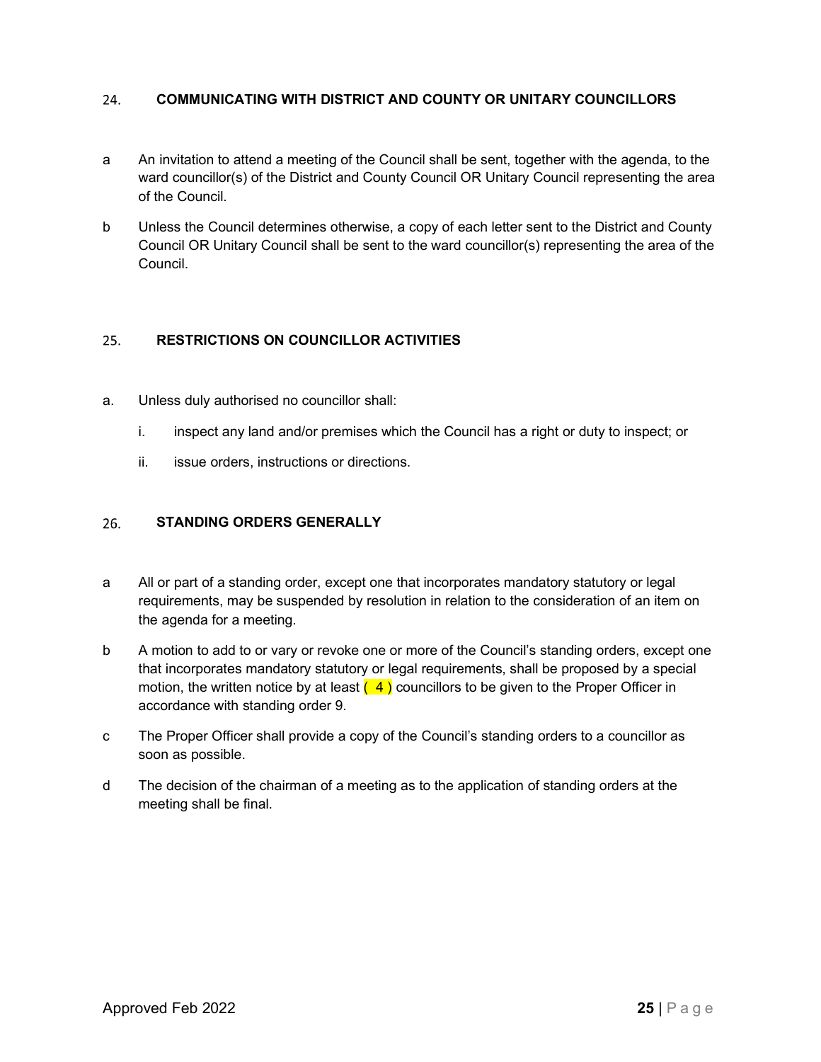## 24. COMMUNICATING WITH DISTRICT AND COUNTY OR UNITARY COUNCILLORS

a An invitation to attend a meeting of the Council shall be sent, together with the agenda, to the ward councillor(s) of the District and County Council OR Unitary Council representing the area of the Council.

b Unless the Council determines otherwise, a copy of each letter sent to the District and County Council OR Unitary Council shall be sent to the ward councillor(s) representing the area of the Council.

## 25. RESTRICTIONS ON COUNCILLOR ACTIVITIES

a. Unless duly authorised no councillor shall:

   i. inspect any land and/or premises which the Council has a right or duty to inspect; or

   ii. issue orders, instructions or directions.

## 26. STANDING ORDERS GENERALLY

a All or part of a standing order, except one that incorporates mandatory statutory or legal requirements, may be suspended by resolution in relation to the consideration of an item on the agenda for a meeting.

b A motion to add to or vary or revoke one or more of the Council's standing orders, except one that incorporates mandatory statutory or legal requirements, shall be proposed by a special motion, the written notice by at least ( 4 ) councillors to be given to the Proper Officer in accordance with standing order 9.

c The Proper Officer shall provide a copy of the Council's standing orders to a councillor as soon as possible.

d The decision of the chairman of a meeting as to the application of standing orders at the meeting shall be final.

Approved Feb 2022